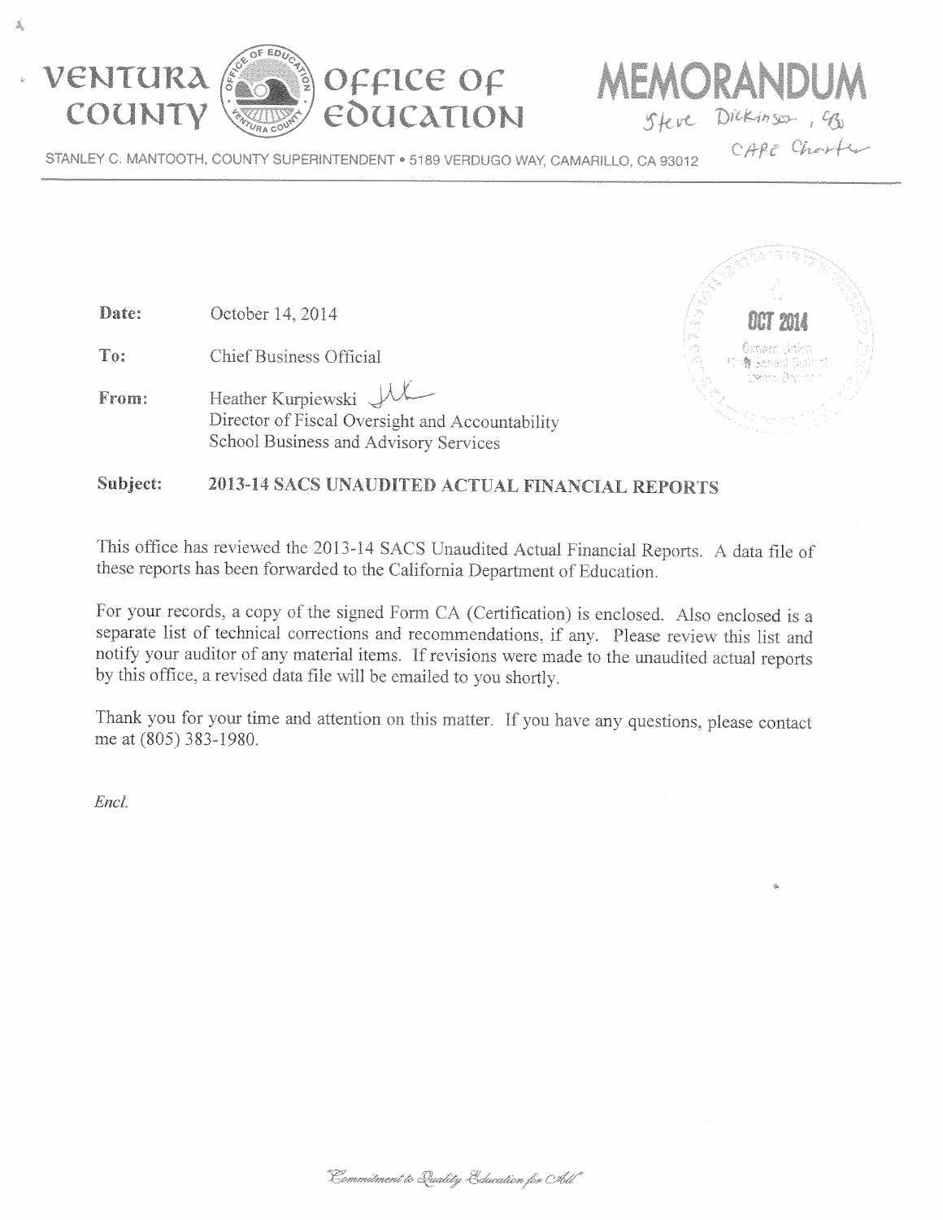# VENTURA COUNTY OFFICE OF EDUCATION

# MEMORANDUM

Steve Dickinson, CBO
CAPE Charter

STANLEY C. MANTOOTH, COUNTY SUPERINTENDENT • 5189 VERDUGO WAY, CAMARILLO, CA 93012

OCT 2014

**Date:** October 14, 2014

**To:** Chief Business Official

**From:** Heather Kurpiewski
Director of Fiscal Oversight and Accountability
School Business and Advisory Services

**Subject:** **2013-14 SACS UNAUDITED ACTUAL FINANCIAL REPORTS**

This office has reviewed the 2013-14 SACS Unaudited Actual Financial Reports. A data file of these reports has been forwarded to the California Department of Education.

For your records, a copy of the signed Form CA (Certification) is enclosed. Also enclosed is a separate list of technical corrections and recommendations, if any. Please review this list and notify your auditor of any material items. If revisions were made to the unaudited actual reports by this office, a revised data file will be emailed to you shortly.

Thank you for your time and attention on this matter. If you have any questions, please contact me at (805) 383-1980.

*Encl.*

*"Commitment to Quality Education for All"*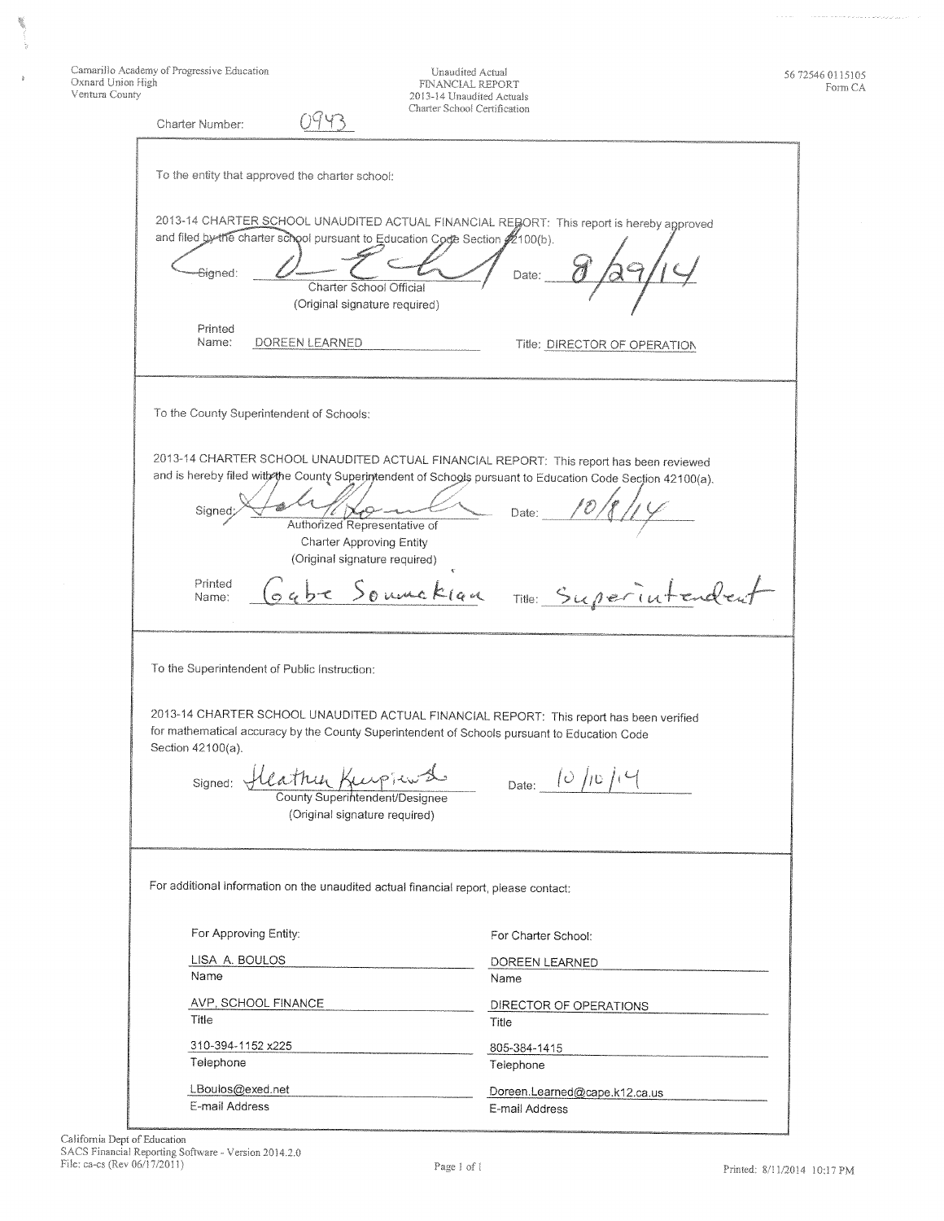Camarillo Academy of Progressive Education
Oxnard Union High
Ventura County

Unaudited Actual
FINANCIAL REPORT
2013-14 Unaudited Actuals
Charter School Certification

56 72546 0115105
Form CA

Charter Number: 0943

---

To the entity that approved the charter school:

2013-14 CHARTER SCHOOL UNAUDITED ACTUAL FINANCIAL REPORT: This report is hereby approved and filed by the charter school pursuant to Education Code Section 42100(b).

Signed: ______________________ Date: 8/29/14
Charter School Official
(Original signature required)

Printed Name: DOREEN LEARNED Title: DIRECTOR OF OPERATION

---

To the County Superintendent of Schools:

2013-14 CHARTER SCHOOL UNAUDITED ACTUAL FINANCIAL REPORT: This report has been reviewed and is hereby filed with the County Superintendent of Schools pursuant to Education Code Section 42100(a).

Signed: ______________________ Date: 10/8/14
Authorized Representative of
Charter Approving Entity
(Original signature required)

Printed Name: Gabe Soumakian Title: Superintendent

---

To the Superintendent of Public Instruction:

2013-14 CHARTER SCHOOL UNAUDITED ACTUAL FINANCIAL REPORT: This report has been verified for mathematical accuracy by the County Superintendent of Schools pursuant to Education Code Section 42100(a).

Signed: Heather Kurpiewski Date: 10/10/14
County Superintendent/Designee
(Original signature required)

---

For additional information on the unaudited actual financial report, please contact:

| For Approving Entity: | For Charter School: |
|---|---|
| LISA A. BOULOS | DOREEN LEARNED |
| Name | Name |
| AVP, SCHOOL FINANCE | DIRECTOR OF OPERATIONS |
| Title | Title |
| 310-394-1152 x225 | 805-384-1415 |
| Telephone | Telephone |
| LBoulos@exed.net | Doreen.Learned@cape.k12.ca.us |
| E-mail Address | E-mail Address |

California Dept of Education
SACS Financial Reporting Software - Version 2014.2.0
File: ca-cs (Rev 06/17/2011)

Printed: 8/11/2014 10:17 PM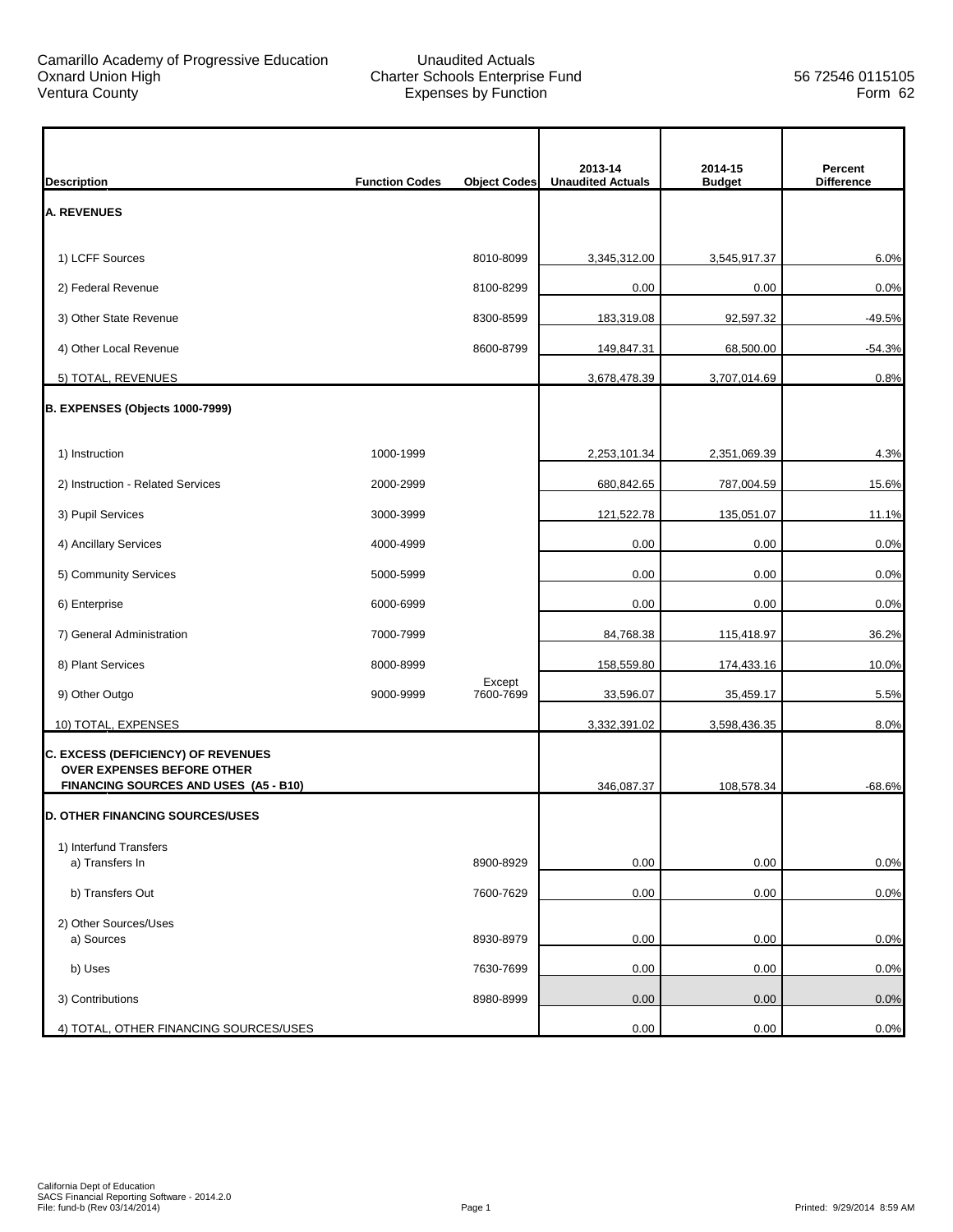Camarillo Academy of Progressive Education
Oxnard Union High
Ventura County

Unaudited Actuals
Charter Schools Enterprise Fund
Expenses by Function

56 72546 0115105
Form 62

| Description | Function Codes | Object Codes | 2013-14 Unaudited Actuals | 2014-15 Budget | Percent Difference |
|---|---|---|---|---|---|
| **A. REVENUES** | | | | | |
| 1) LCFF Sources | | 8010-8099 | 3,345,312.00 | 3,545,917.37 | 6.0% |
| 2) Federal Revenue | | 8100-8299 | 0.00 | 0.00 | 0.0% |
| 3) Other State Revenue | | 8300-8599 | 183,319.08 | 92,597.32 | -49.5% |
| 4) Other Local Revenue | | 8600-8799 | 149,847.31 | 68,500.00 | -54.3% |
| 5) TOTAL, REVENUES | | | 3,678,478.39 | 3,707,014.69 | 0.8% |
| **B. EXPENSES (Objects 1000-7999)** | | | | | |
| 1) Instruction | 1000-1999 | | 2,253,101.34 | 2,351,069.39 | 4.3% |
| 2) Instruction - Related Services | 2000-2999 | | 680,842.65 | 787,004.59 | 15.6% |
| 3) Pupil Services | 3000-3999 | | 121,522.78 | 135,051.07 | 11.1% |
| 4) Ancillary Services | 4000-4999 | | 0.00 | 0.00 | 0.0% |
| 5) Community Services | 5000-5999 | | 0.00 | 0.00 | 0.0% |
| 6) Enterprise | 6000-6999 | | 0.00 | 0.00 | 0.0% |
| 7) General Administration | 7000-7999 | | 84,768.38 | 115,418.97 | 36.2% |
| 8) Plant Services | 8000-8999 | | 158,559.80 | 174,433.16 | 10.0% |
| 9) Other Outgo | 9000-9999 | Except 7600-7699 | 33,596.07 | 35,459.17 | 5.5% |
| 10) TOTAL, EXPENSES | | | 3,332,391.02 | 3,598,436.35 | 8.0% |
| **C. EXCESS (DEFICIENCY) OF REVENUES OVER EXPENSES BEFORE OTHER FINANCING SOURCES AND USES (A5 - B10)** | | | 346,087.37 | 108,578.34 | -68.6% |
| **D. OTHER FINANCING SOURCES/USES** | | | | | |
| 1) Interfund Transfers | | | | | |
| a) Transfers In | | 8900-8929 | 0.00 | 0.00 | 0.0% |
| b) Transfers Out | | 7600-7629 | 0.00 | 0.00 | 0.0% |
| 2) Other Sources/Uses | | | | | |
| a) Sources | | 8930-8979 | 0.00 | 0.00 | 0.0% |
| b) Uses | | 7630-7699 | 0.00 | 0.00 | 0.0% |
| 3) Contributions | | 8980-8999 | 0.00 | 0.00 | 0.0% |
| 4) TOTAL, OTHER FINANCING SOURCES/USES | | | 0.00 | 0.00 | 0.0% |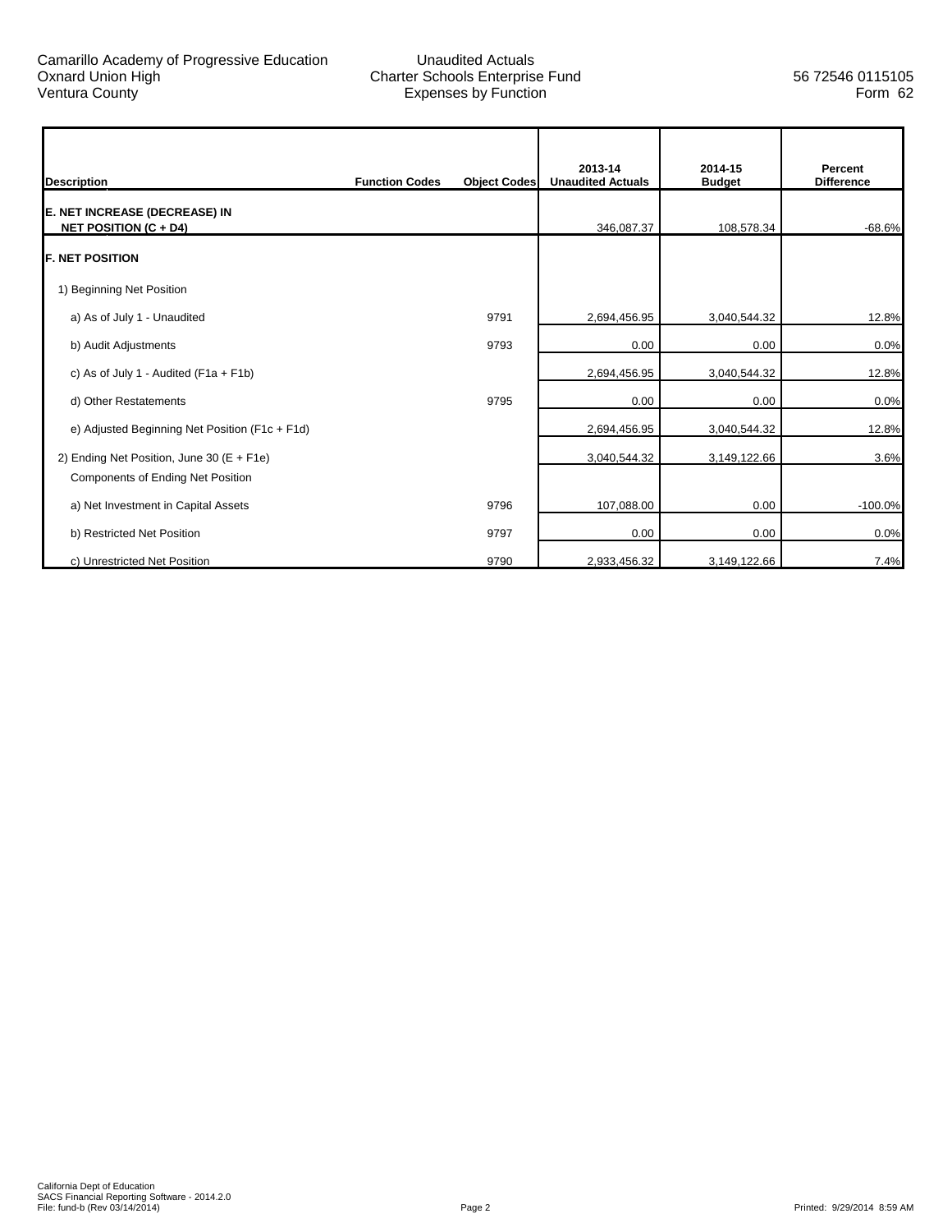Camarillo Academy of Progressive Education
Oxnard Union High
Ventura County

Unaudited Actuals
Charter Schools Enterprise Fund
Expenses by Function

56 72546 0115105
Form 62

| Description | Function Codes | Object Codes | 2013-14 Unaudited Actuals | 2014-15 Budget | Percent Difference |
|---|---|---|---|---|---|
| **E. NET INCREASE (DECREASE) IN NET POSITION (C + D4)** | | | 346,087.37 | 108,578.34 | -68.6% |
| **F. NET POSITION** | | | | | |
| 1) Beginning Net Position | | | | | |
| a) As of July 1 - Unaudited | | 9791 | 2,694,456.95 | 3,040,544.32 | 12.8% |
| b) Audit Adjustments | | 9793 | 0.00 | 0.00 | 0.0% |
| c) As of July 1 - Audited (F1a + F1b) | | | 2,694,456.95 | 3,040,544.32 | 12.8% |
| d) Other Restatements | | 9795 | 0.00 | 0.00 | 0.0% |
| e) Adjusted Beginning Net Position (F1c + F1d) | | | 2,694,456.95 | 3,040,544.32 | 12.8% |
| 2) Ending Net Position, June 30 (E + F1e) | | | 3,040,544.32 | 3,149,122.66 | 3.6% |
| Components of Ending Net Position | | | | | |
| a) Net Investment in Capital Assets | | 9796 | 107,088.00 | 0.00 | -100.0% |
| b) Restricted Net Position | | 9797 | 0.00 | 0.00 | 0.0% |
| c) Unrestricted Net Position | | 9790 | 2,933,456.32 | 3,149,122.66 | 7.4% |

California Dept of Education
SACS Financial Reporting Software - 2014.2.0
File: fund-b (Rev 03/14/2014)

Printed: 9/29/2014 8:59 AM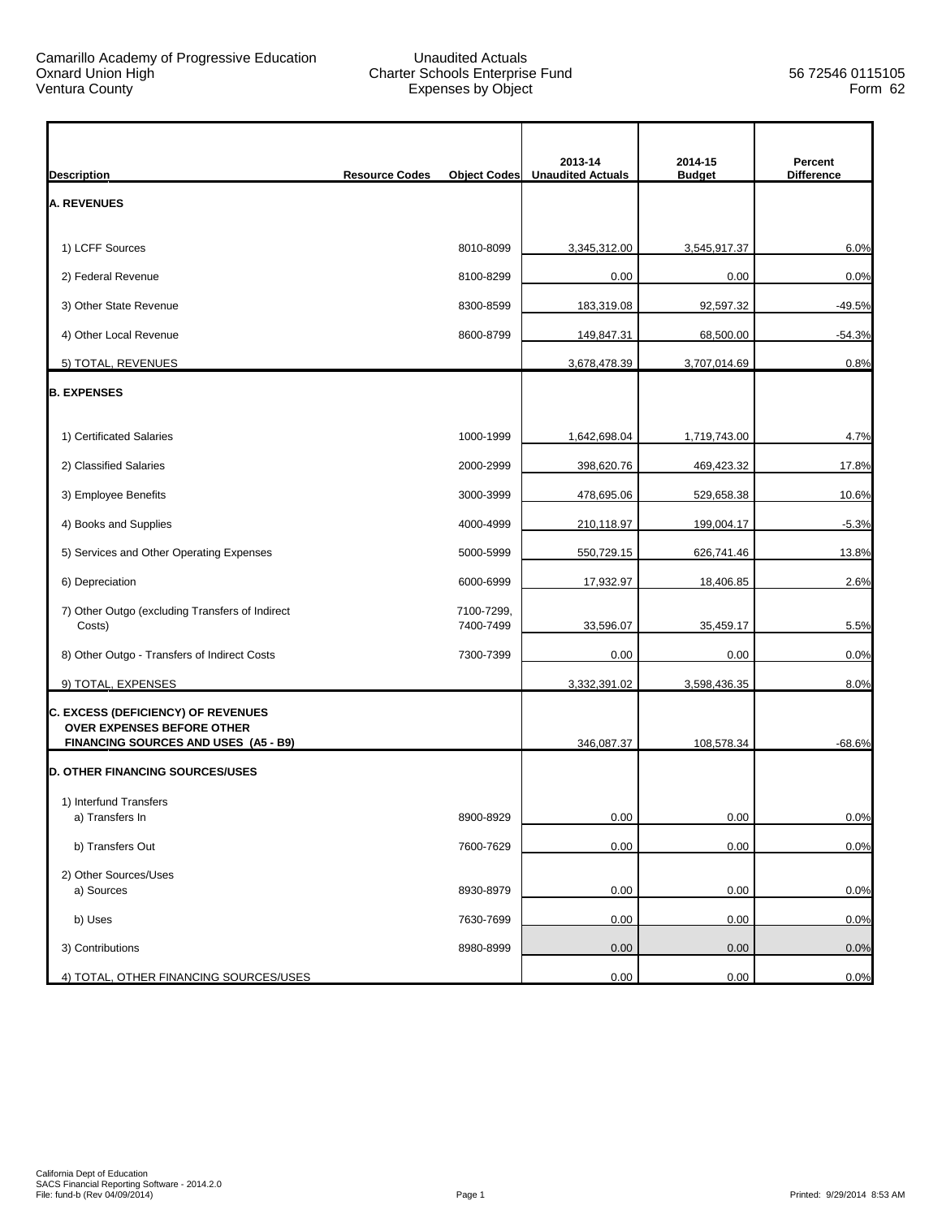Camarillo Academy of Progressive Education
Oxnard Union High
Ventura County

Unaudited Actuals
Charter Schools Enterprise Fund
Expenses by Object

56 72546 0115105
Form 62

| Description | Resource Codes | Object Codes | 2013-14 Unaudited Actuals | 2014-15 Budget | Percent Difference |
|---|---|---|---|---|---|
| **A. REVENUES** | | | | | |
| 1) LCFF Sources | | 8010-8099 | 3,345,312.00 | 3,545,917.37 | 6.0% |
| 2) Federal Revenue | | 8100-8299 | 0.00 | 0.00 | 0.0% |
| 3) Other State Revenue | | 8300-8599 | 183,319.08 | 92,597.32 | -49.5% |
| 4) Other Local Revenue | | 8600-8799 | 149,847.31 | 68,500.00 | -54.3% |
| 5) TOTAL, REVENUES | | | 3,678,478.39 | 3,707,014.69 | 0.8% |
| **B. EXPENSES** | | | | | |
| 1) Certificated Salaries | | 1000-1999 | 1,642,698.04 | 1,719,743.00 | 4.7% |
| 2) Classified Salaries | | 2000-2999 | 398,620.76 | 469,423.32 | 17.8% |
| 3) Employee Benefits | | 3000-3999 | 478,695.06 | 529,658.38 | 10.6% |
| 4) Books and Supplies | | 4000-4999 | 210,118.97 | 199,004.17 | -5.3% |
| 5) Services and Other Operating Expenses | | 5000-5999 | 550,729.15 | 626,741.46 | 13.8% |
| 6) Depreciation | | 6000-6999 | 17,932.97 | 18,406.85 | 2.6% |
| 7) Other Outgo (excluding Transfers of Indirect Costs) | | 7100-7299, 7400-7499 | 33,596.07 | 35,459.17 | 5.5% |
| 8) Other Outgo - Transfers of Indirect Costs | | 7300-7399 | 0.00 | 0.00 | 0.0% |
| 9) TOTAL, EXPENSES | | | 3,332,391.02 | 3,598,436.35 | 8.0% |
| **C. EXCESS (DEFICIENCY) OF REVENUES OVER EXPENSES BEFORE OTHER FINANCING SOURCES AND USES (A5 - B9)** | | | 346,087.37 | 108,578.34 | -68.6% |
| **D. OTHER FINANCING SOURCES/USES** | | | | | |
| 1) Interfund Transfers | | | | | |
| a) Transfers In | | 8900-8929 | 0.00 | 0.00 | 0.0% |
| b) Transfers Out | | 7600-7629 | 0.00 | 0.00 | 0.0% |
| 2) Other Sources/Uses | | | | | |
| a) Sources | | 8930-8979 | 0.00 | 0.00 | 0.0% |
| b) Uses | | 7630-7699 | 0.00 | 0.00 | 0.0% |
| 3) Contributions | | 8980-8999 | 0.00 | 0.00 | 0.0% |
| 4) TOTAL, OTHER FINANCING SOURCES/USES | | | 0.00 | 0.00 | 0.0% |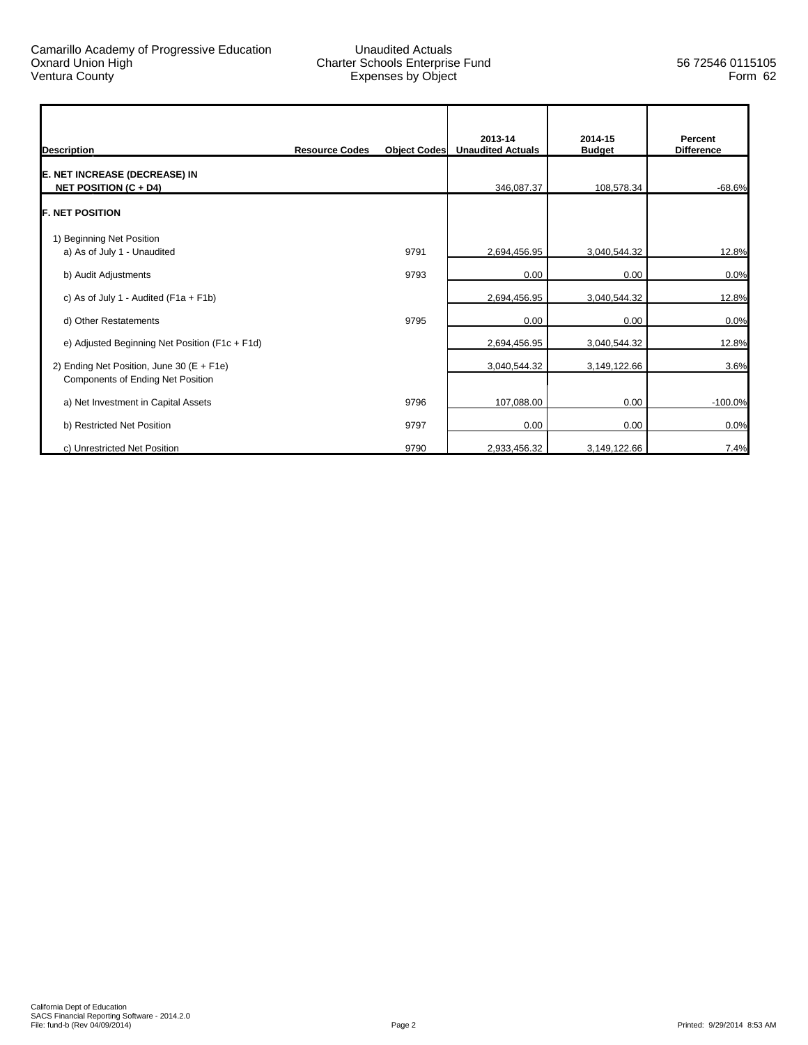Camarillo Academy of Progressive Education
Oxnard Union High
Ventura County

Unaudited Actuals
Charter Schools Enterprise Fund
Expenses by Object

56 72546 0115105
Form 62

| Description | Resource Codes | Object Codes | 2013-14 Unaudited Actuals | 2014-15 Budget | Percent Difference |
|---|---|---|---|---|---|
| **E. NET INCREASE (DECREASE) IN NET POSITION (C + D4)** | | | 346,087.37 | 108,578.34 | -68.6% |
| **F. NET POSITION** | | | | | |
| 1) Beginning Net Position | | | | | |
| a) As of July 1 - Unaudited | | 9791 | 2,694,456.95 | 3,040,544.32 | 12.8% |
| b) Audit Adjustments | | 9793 | 0.00 | 0.00 | 0.0% |
| c) As of July 1 - Audited (F1a + F1b) | | | 2,694,456.95 | 3,040,544.32 | 12.8% |
| d) Other Restatements | | 9795 | 0.00 | 0.00 | 0.0% |
| e) Adjusted Beginning Net Position (F1c + F1d) | | | 2,694,456.95 | 3,040,544.32 | 12.8% |
| 2) Ending Net Position, June 30 (E + F1e) | | | 3,040,544.32 | 3,149,122.66 | 3.6% |
| Components of Ending Net Position | | | | | |
| a) Net Investment in Capital Assets | | 9796 | 107,088.00 | 0.00 | -100.0% |
| b) Restricted Net Position | | 9797 | 0.00 | 0.00 | 0.0% |
| c) Unrestricted Net Position | | 9790 | 2,933,456.32 | 3,149,122.66 | 7.4% |

California Dept of Education
SACS Financial Reporting Software - 2014.2.0
File: fund-b (Rev 04/09/2014)

Printed: 9/29/2014 8:53 AM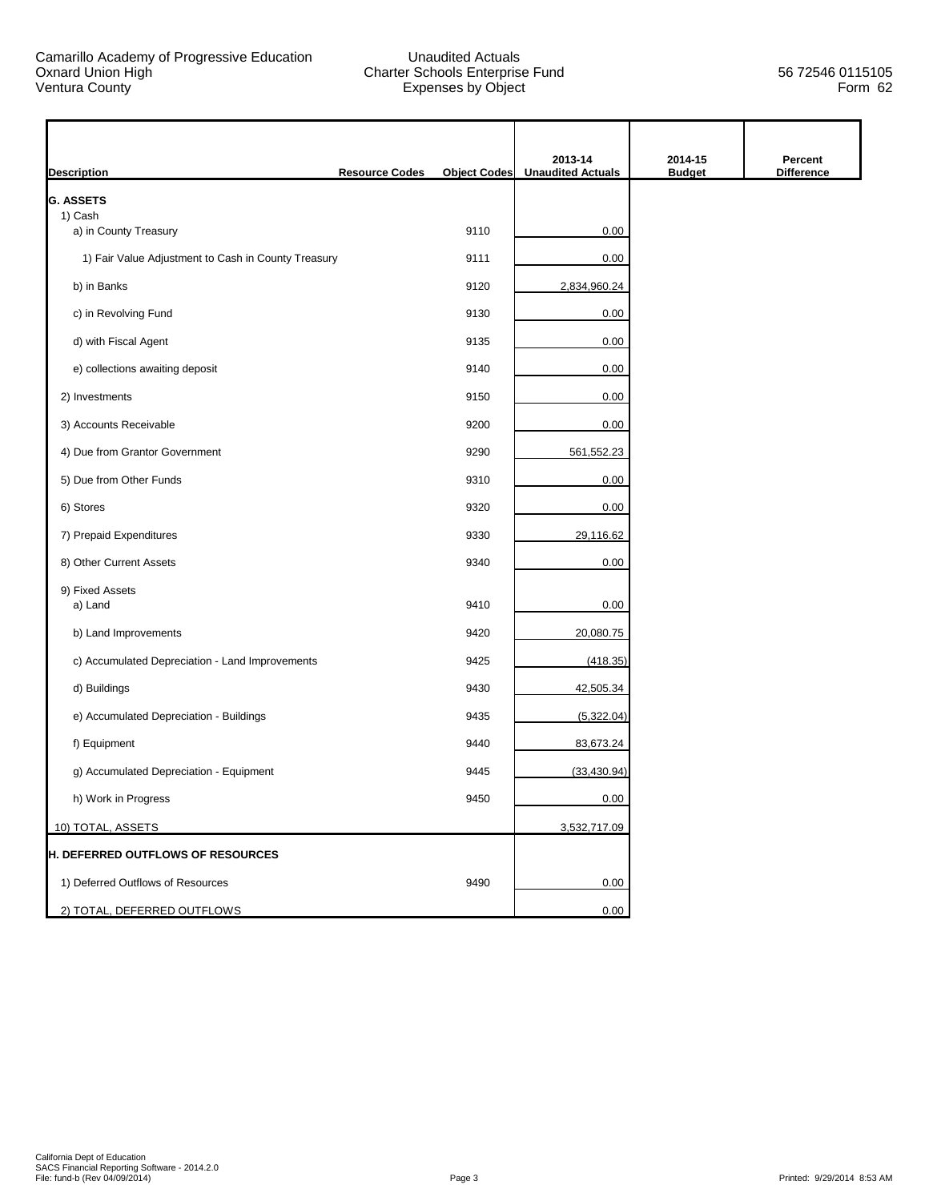Camarillo Academy of Progressive Education
Oxnard Union High
Ventura County

Unaudited Actuals
Charter Schools Enterprise Fund
Expenses by Object

56 72546 0115105
Form 62

| Description | Resource Codes | Object Codes | 2013-14 Unaudited Actuals | 2014-15 Budget | Percent Difference |
|---|---|---|---|---|---|
| **G. ASSETS** | | | | | |
| 1) Cash | | | | | |
| a) in County Treasury | | 9110 | 0.00 | | |
| 1) Fair Value Adjustment to Cash in County Treasury | | 9111 | 0.00 | | |
| b) in Banks | | 9120 | 2,834,960.24 | | |
| c) in Revolving Fund | | 9130 | 0.00 | | |
| d) with Fiscal Agent | | 9135 | 0.00 | | |
| e) collections awaiting deposit | | 9140 | 0.00 | | |
| 2) Investments | | 9150 | 0.00 | | |
| 3) Accounts Receivable | | 9200 | 0.00 | | |
| 4) Due from Grantor Government | | 9290 | 561,552.23 | | |
| 5) Due from Other Funds | | 9310 | 0.00 | | |
| 6) Stores | | 9320 | 0.00 | | |
| 7) Prepaid Expenditures | | 9330 | 29,116.62 | | |
| 8) Other Current Assets | | 9340 | 0.00 | | |
| 9) Fixed Assets | | | | | |
| a) Land | | 9410 | 0.00 | | |
| b) Land Improvements | | 9420 | 20,080.75 | | |
| c) Accumulated Depreciation - Land Improvements | | 9425 | (418.35) | | |
| d) Buildings | | 9430 | 42,505.34 | | |
| e) Accumulated Depreciation - Buildings | | 9435 | (5,322.04) | | |
| f) Equipment | | 9440 | 83,673.24 | | |
| g) Accumulated Depreciation - Equipment | | 9445 | (33,430.94) | | |
| h) Work in Progress | | 9450 | 0.00 | | |
| 10) TOTAL, ASSETS | | | 3,532,717.09 | | |
| **H. DEFERRED OUTFLOWS OF RESOURCES** | | | | | |
| 1) Deferred Outflows of Resources | | 9490 | 0.00 | | |
| 2) TOTAL, DEFERRED OUTFLOWS | | | 0.00 | | |

California Dept of Education
SACS Financial Reporting Software - 2014.2.0
File: fund-b (Rev 04/09/2014)

Printed: 9/29/2014 8:53 AM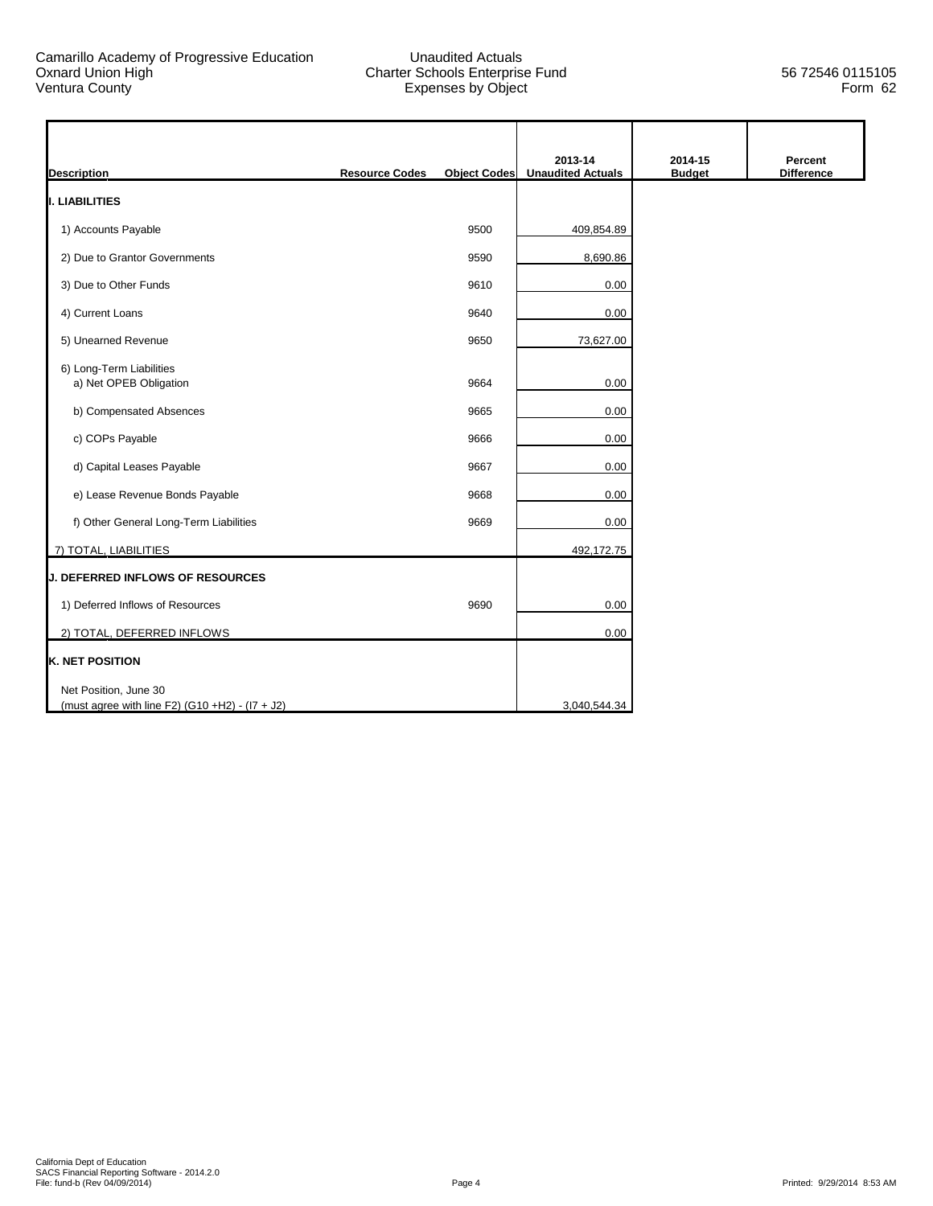| Description | Resource Codes | Object Codes | 2013-14 Unaudited Actuals | 2014-15 Budget | Percent Difference |
|---|---|---|---|---|---|
| **I. LIABILITIES** | | | | | |
| 1) Accounts Payable | | 9500 | 409,854.89 | | |
| 2) Due to Grantor Governments | | 9590 | 8,690.86 | | |
| 3) Due to Other Funds | | 9610 | 0.00 | | |
| 4) Current Loans | | 9640 | 0.00 | | |
| 5) Unearned Revenue | | 9650 | 73,627.00 | | |
| 6) Long-Term Liabilities | | | | | |
| a) Net OPEB Obligation | | 9664 | 0.00 | | |
| b) Compensated Absences | | 9665 | 0.00 | | |
| c) COPs Payable | | 9666 | 0.00 | | |
| d) Capital Leases Payable | | 9667 | 0.00 | | |
| e) Lease Revenue Bonds Payable | | 9668 | 0.00 | | |
| f) Other General Long-Term Liabilities | | 9669 | 0.00 | | |
| 7) TOTAL, LIABILITIES | | | 492,172.75 | | |
| **J. DEFERRED INFLOWS OF RESOURCES** | | | | | |
| 1) Deferred Inflows of Resources | | 9690 | 0.00 | | |
| 2) TOTAL, DEFERRED INFLOWS | | | 0.00 | | |
| **K. NET POSITION** | | | | | |
| Net Position, June 30 (must agree with line F2) (G10 +H2) - (I7 + J2) | | | 3,040,544.34 | | |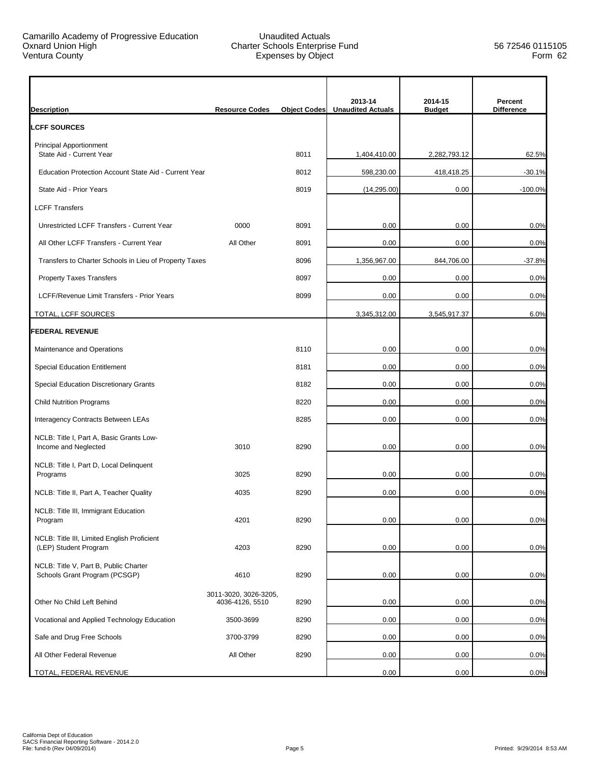Camarillo Academy of Progressive Education
Oxnard Union High
Ventura County

Unaudited Actuals
Charter Schools Enterprise Fund
Expenses by Object

56 72546 0115105
Form 62

| Description | Resource Codes | Object Codes | 2013-14 Unaudited Actuals | 2014-15 Budget | Percent Difference |
|---|---|---|---|---|---|
| **LCFF SOURCES** | | | | | |
| Principal Apportionment | | | | | |
| State Aid - Current Year | | 8011 | 1,404,410.00 | 2,282,793.12 | 62.5% |
| Education Protection Account State Aid - Current Year | | 8012 | 598,230.00 | 418,418.25 | -30.1% |
| State Aid - Prior Years | | 8019 | (14,295.00) | 0.00 | -100.0% |
| LCFF Transfers | | | | | |
| Unrestricted LCFF Transfers - Current Year | 0000 | 8091 | 0.00 | 0.00 | 0.0% |
| All Other LCFF Transfers - Current Year | All Other | 8091 | 0.00 | 0.00 | 0.0% |
| Transfers to Charter Schools in Lieu of Property Taxes | | 8096 | 1,356,967.00 | 844,706.00 | -37.8% |
| Property Taxes Transfers | | 8097 | 0.00 | 0.00 | 0.0% |
| LCFF/Revenue Limit Transfers - Prior Years | | 8099 | 0.00 | 0.00 | 0.0% |
| TOTAL, LCFF SOURCES | | | 3,345,312.00 | 3,545,917.37 | 6.0% |
| **FEDERAL REVENUE** | | | | | |
| Maintenance and Operations | | 8110 | 0.00 | 0.00 | 0.0% |
| Special Education Entitlement | | 8181 | 0.00 | 0.00 | 0.0% |
| Special Education Discretionary Grants | | 8182 | 0.00 | 0.00 | 0.0% |
| Child Nutrition Programs | | 8220 | 0.00 | 0.00 | 0.0% |
| Interagency Contracts Between LEAs | | 8285 | 0.00 | 0.00 | 0.0% |
| NCLB: Title I, Part A, Basic Grants Low-Income and Neglected | 3010 | 8290 | 0.00 | 0.00 | 0.0% |
| NCLB: Title I, Part D, Local Delinquent Programs | 3025 | 8290 | 0.00 | 0.00 | 0.0% |
| NCLB: Title II, Part A, Teacher Quality | 4035 | 8290 | 0.00 | 0.00 | 0.0% |
| NCLB: Title III, Immigrant Education Program | 4201 | 8290 | 0.00 | 0.00 | 0.0% |
| NCLB: Title III, Limited English Proficient (LEP) Student Program | 4203 | 8290 | 0.00 | 0.00 | 0.0% |
| NCLB: Title V, Part B, Public Charter Schools Grant Program (PCSGP) | 4610 | 8290 | 0.00 | 0.00 | 0.0% |
| Other No Child Left Behind | 3011-3020, 3026-3205, 4036-4126, 5510 | 8290 | 0.00 | 0.00 | 0.0% |
| Vocational and Applied Technology Education | 3500-3699 | 8290 | 0.00 | 0.00 | 0.0% |
| Safe and Drug Free Schools | 3700-3799 | 8290 | 0.00 | 0.00 | 0.0% |
| All Other Federal Revenue | All Other | 8290 | 0.00 | 0.00 | 0.0% |
| TOTAL, FEDERAL REVENUE | | | 0.00 | 0.00 | 0.0% |

California Dept of Education
SACS Financial Reporting Software - 2014.2.0
File: fund-b (Rev 04/09/2014)

Printed: 9/29/2014 8:53 AM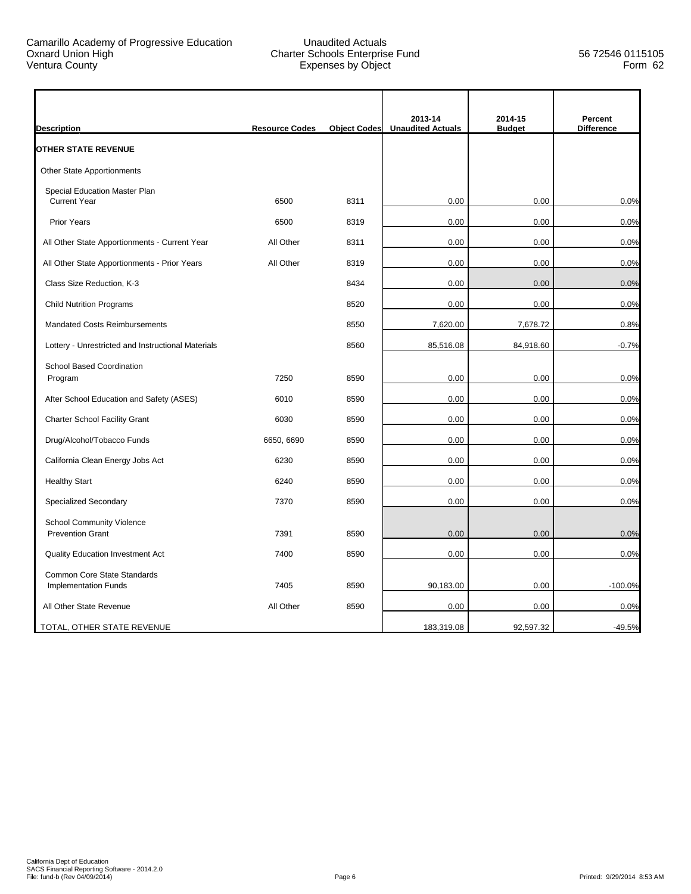Camarillo Academy of Progressive Education
Oxnard Union High
Ventura County

Unaudited Actuals
Charter Schools Enterprise Fund
Expenses by Object

56 72546 0115105
Form 62

| Description | Resource Codes | Object Codes | 2013-14 Unaudited Actuals | 2014-15 Budget | Percent Difference |
|---|---|---|---|---|---|
| **OTHER STATE REVENUE** | | | | | |
| Other State Apportionments | | | | | |
| Special Education Master Plan Current Year | 6500 | 8311 | 0.00 | 0.00 | 0.0% |
| Prior Years | 6500 | 8319 | 0.00 | 0.00 | 0.0% |
| All Other State Apportionments - Current Year | All Other | 8311 | 0.00 | 0.00 | 0.0% |
| All Other State Apportionments - Prior Years | All Other | 8319 | 0.00 | 0.00 | 0.0% |
| Class Size Reduction, K-3 | | 8434 | 0.00 | 0.00 | 0.0% |
| Child Nutrition Programs | | 8520 | 0.00 | 0.00 | 0.0% |
| Mandated Costs Reimbursements | | 8550 | 7,620.00 | 7,678.72 | 0.8% |
| Lottery - Unrestricted and Instructional Materials | | 8560 | 85,516.08 | 84,918.60 | -0.7% |
| School Based Coordination Program | 7250 | 8590 | 0.00 | 0.00 | 0.0% |
| After School Education and Safety (ASES) | 6010 | 8590 | 0.00 | 0.00 | 0.0% |
| Charter School Facility Grant | 6030 | 8590 | 0.00 | 0.00 | 0.0% |
| Drug/Alcohol/Tobacco Funds | 6650, 6690 | 8590 | 0.00 | 0.00 | 0.0% |
| California Clean Energy Jobs Act | 6230 | 8590 | 0.00 | 0.00 | 0.0% |
| Healthy Start | 6240 | 8590 | 0.00 | 0.00 | 0.0% |
| Specialized Secondary | 7370 | 8590 | 0.00 | 0.00 | 0.0% |
| School Community Violence Prevention Grant | 7391 | 8590 | 0.00 | 0.00 | 0.0% |
| Quality Education Investment Act | 7400 | 8590 | 0.00 | 0.00 | 0.0% |
| Common Core State Standards Implementation Funds | 7405 | 8590 | 90,183.00 | 0.00 | -100.0% |
| All Other State Revenue | All Other | 8590 | 0.00 | 0.00 | 0.0% |
| TOTAL, OTHER STATE REVENUE | | | 183,319.08 | 92,597.32 | -49.5% |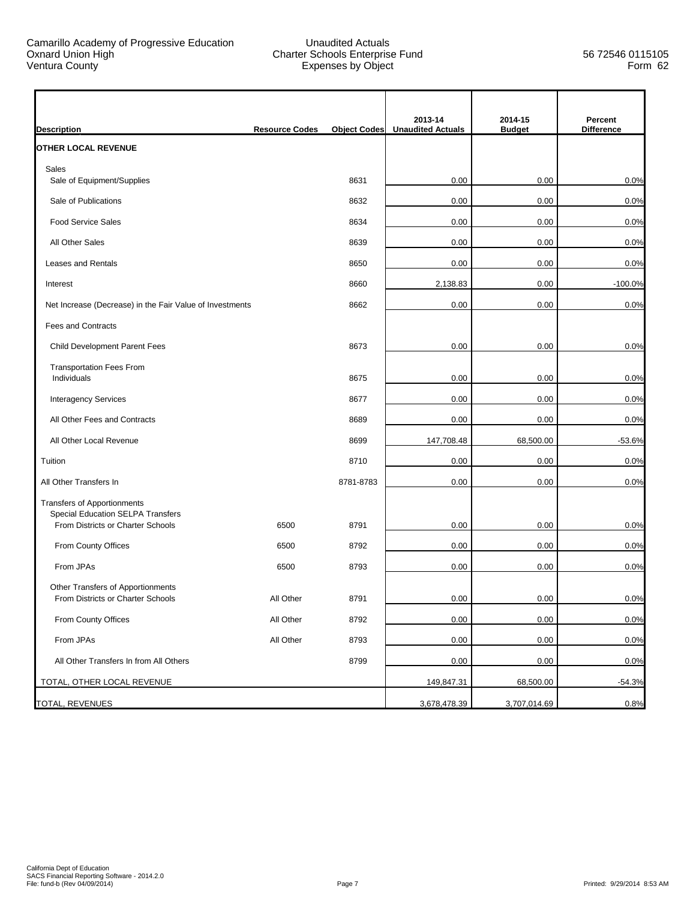Camarillo Academy of Progressive Education
Oxnard Union High
Ventura County

Unaudited Actuals
Charter Schools Enterprise Fund
Expenses by Object

56 72546 0115105
Form 62

| Description | Resource Codes | Object Codes | 2013-14 Unaudited Actuals | 2014-15 Budget | Percent Difference |
|---|---|---|---|---|---|
| **OTHER LOCAL REVENUE** | | | | | |
| Sales | | | | | |
| Sale of Equipment/Supplies | | 8631 | 0.00 | 0.00 | 0.0% |
| Sale of Publications | | 8632 | 0.00 | 0.00 | 0.0% |
| Food Service Sales | | 8634 | 0.00 | 0.00 | 0.0% |
| All Other Sales | | 8639 | 0.00 | 0.00 | 0.0% |
| Leases and Rentals | | 8650 | 0.00 | 0.00 | 0.0% |
| Interest | | 8660 | 2,138.83 | 0.00 | -100.0% |
| Net Increase (Decrease) in the Fair Value of Investments | | 8662 | 0.00 | 0.00 | 0.0% |
| Fees and Contracts | | | | | |
| Child Development Parent Fees | | 8673 | 0.00 | 0.00 | 0.0% |
| Transportation Fees From Individuals | | 8675 | 0.00 | 0.00 | 0.0% |
| Interagency Services | | 8677 | 0.00 | 0.00 | 0.0% |
| All Other Fees and Contracts | | 8689 | 0.00 | 0.00 | 0.0% |
| All Other Local Revenue | | 8699 | 147,708.48 | 68,500.00 | -53.6% |
| Tuition | | 8710 | 0.00 | 0.00 | 0.0% |
| All Other Transfers In | | 8781-8783 | 0.00 | 0.00 | 0.0% |
| Transfers of Apportionments | | | | | |
| Special Education SELPA Transfers | | | | | |
| From Districts or Charter Schools | 6500 | 8791 | 0.00 | 0.00 | 0.0% |
| From County Offices | 6500 | 8792 | 0.00 | 0.00 | 0.0% |
| From JPAs | 6500 | 8793 | 0.00 | 0.00 | 0.0% |
| Other Transfers of Apportionments | | | | | |
| From Districts or Charter Schools | All Other | 8791 | 0.00 | 0.00 | 0.0% |
| From County Offices | All Other | 8792 | 0.00 | 0.00 | 0.0% |
| From JPAs | All Other | 8793 | 0.00 | 0.00 | 0.0% |
| All Other Transfers In from All Others | | 8799 | 0.00 | 0.00 | 0.0% |
| TOTAL, OTHER LOCAL REVENUE | | | 149,847.31 | 68,500.00 | -54.3% |
| TOTAL, REVENUES | | | 3,678,478.39 | 3,707,014.69 | 0.8% |

California Dept of Education
SACS Financial Reporting Software - 2014.2.0
File: fund-b (Rev 04/09/2014)

Printed: 9/29/2014 8:53 AM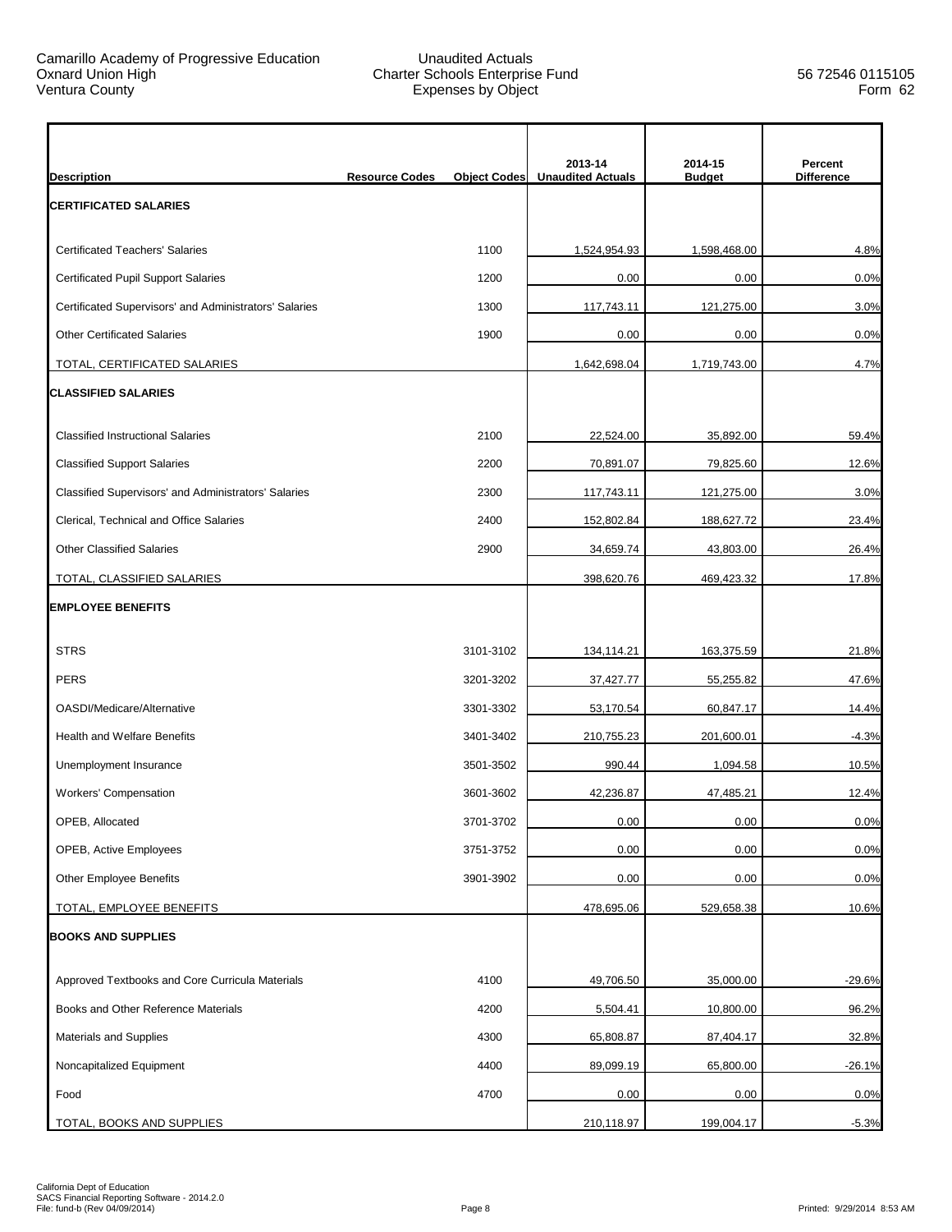Camarillo Academy of Progressive Education
Oxnard Union High
Ventura County

Unaudited Actuals
Charter Schools Enterprise Fund
Expenses by Object

56 72546 0115105
Form 62

| Description | Resource Codes | Object Codes | 2013-14 Unaudited Actuals | 2014-15 Budget | Percent Difference |
|---|---|---|---|---|---|
| **CERTIFICATED SALARIES** | | | | | |
| Certificated Teachers' Salaries | | 1100 | 1,524,954.93 | 1,598,468.00 | 4.8% |
| Certificated Pupil Support Salaries | | 1200 | 0.00 | 0.00 | 0.0% |
| Certificated Supervisors' and Administrators' Salaries | | 1300 | 117,743.11 | 121,275.00 | 3.0% |
| Other Certificated Salaries | | 1900 | 0.00 | 0.00 | 0.0% |
| TOTAL, CERTIFICATED SALARIES | | | 1,642,698.04 | 1,719,743.00 | 4.7% |
| **CLASSIFIED SALARIES** | | | | | |
| Classified Instructional Salaries | | 2100 | 22,524.00 | 35,892.00 | 59.4% |
| Classified Support Salaries | | 2200 | 70,891.07 | 79,825.60 | 12.6% |
| Classified Supervisors' and Administrators' Salaries | | 2300 | 117,743.11 | 121,275.00 | 3.0% |
| Clerical, Technical and Office Salaries | | 2400 | 152,802.84 | 188,627.72 | 23.4% |
| Other Classified Salaries | | 2900 | 34,659.74 | 43,803.00 | 26.4% |
| TOTAL, CLASSIFIED SALARIES | | | 398,620.76 | 469,423.32 | 17.8% |
| **EMPLOYEE BENEFITS** | | | | | |
| STRS | | 3101-3102 | 134,114.21 | 163,375.59 | 21.8% |
| PERS | | 3201-3202 | 37,427.77 | 55,255.82 | 47.6% |
| OASDI/Medicare/Alternative | | 3301-3302 | 53,170.54 | 60,847.17 | 14.4% |
| Health and Welfare Benefits | | 3401-3402 | 210,755.23 | 201,600.01 | -4.3% |
| Unemployment Insurance | | 3501-3502 | 990.44 | 1,094.58 | 10.5% |
| Workers' Compensation | | 3601-3602 | 42,236.87 | 47,485.21 | 12.4% |
| OPEB, Allocated | | 3701-3702 | 0.00 | 0.00 | 0.0% |
| OPEB, Active Employees | | 3751-3752 | 0.00 | 0.00 | 0.0% |
| Other Employee Benefits | | 3901-3902 | 0.00 | 0.00 | 0.0% |
| TOTAL, EMPLOYEE BENEFITS | | | 478,695.06 | 529,658.38 | 10.6% |
| **BOOKS AND SUPPLIES** | | | | | |
| Approved Textbooks and Core Curricula Materials | | 4100 | 49,706.50 | 35,000.00 | -29.6% |
| Books and Other Reference Materials | | 4200 | 5,504.41 | 10,800.00 | 96.2% |
| Materials and Supplies | | 4300 | 65,808.87 | 87,404.17 | 32.8% |
| Noncapitalized Equipment | | 4400 | 89,099.19 | 65,800.00 | -26.1% |
| Food | | 4700 | 0.00 | 0.00 | 0.0% |
| TOTAL, BOOKS AND SUPPLIES | | | 210,118.97 | 199,004.17 | -5.3% |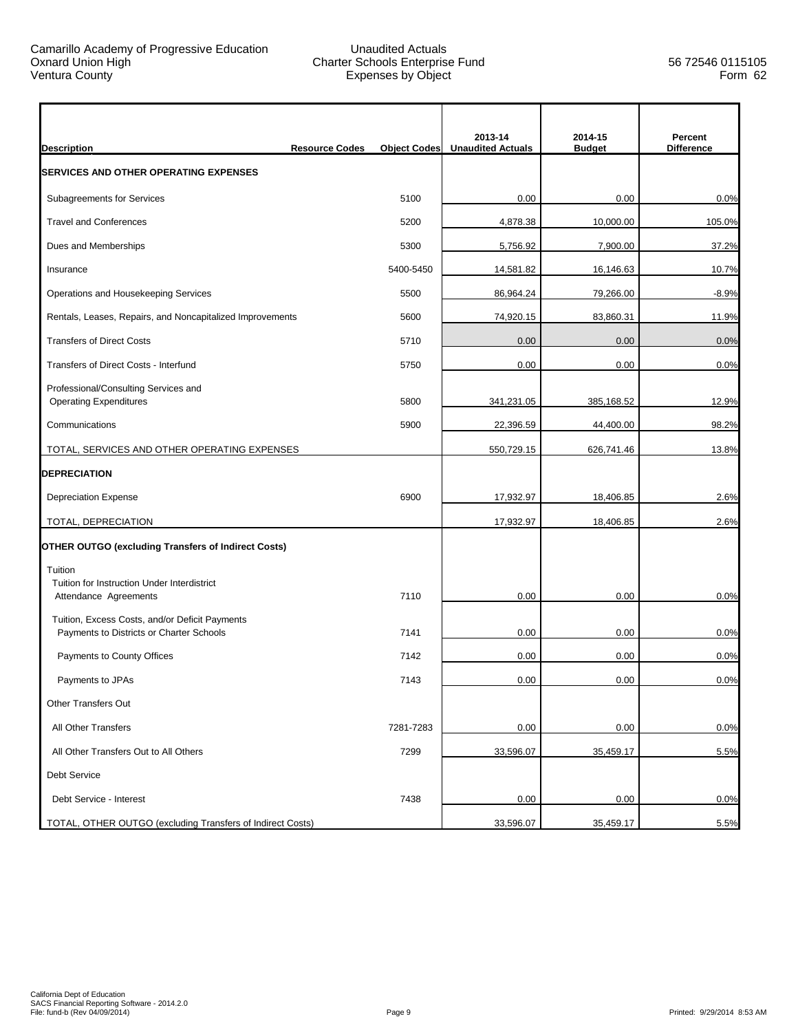Camarillo Academy of Progressive Education
Oxnard Union High
Ventura County

Unaudited Actuals
Charter Schools Enterprise Fund
Expenses by Object

56 72546 0115105
Form 62

| Description | Resource Codes | Object Codes | 2013-14 Unaudited Actuals | 2014-15 Budget | Percent Difference |
|---|---|---|---|---|---|
| **SERVICES AND OTHER OPERATING EXPENSES** | | | | | |
| Subagreements for Services | | 5100 | 0.00 | 0.00 | 0.0% |
| Travel and Conferences | | 5200 | 4,878.38 | 10,000.00 | 105.0% |
| Dues and Memberships | | 5300 | 5,756.92 | 7,900.00 | 37.2% |
| Insurance | | 5400-5450 | 14,581.82 | 16,146.63 | 10.7% |
| Operations and Housekeeping Services | | 5500 | 86,964.24 | 79,266.00 | -8.9% |
| Rentals, Leases, Repairs, and Noncapitalized Improvements | | 5600 | 74,920.15 | 83,860.31 | 11.9% |
| Transfers of Direct Costs | | 5710 | 0.00 | 0.00 | 0.0% |
| Transfers of Direct Costs - Interfund | | 5750 | 0.00 | 0.00 | 0.0% |
| Professional/Consulting Services and Operating Expenditures | | 5800 | 341,231.05 | 385,168.52 | 12.9% |
| Communications | | 5900 | 22,396.59 | 44,400.00 | 98.2% |
| TOTAL, SERVICES AND OTHER OPERATING EXPENSES | | | 550,729.15 | 626,741.46 | 13.8% |
| **DEPRECIATION** | | | | | |
| Depreciation Expense | | 6900 | 17,932.97 | 18,406.85 | 2.6% |
| TOTAL, DEPRECIATION | | | 17,932.97 | 18,406.85 | 2.6% |
| **OTHER OUTGO (excluding Transfers of Indirect Costs)** | | | | | |
| Tuition | | | | | |
| Tuition for Instruction Under Interdistrict Attendance Agreements | | 7110 | 0.00 | 0.00 | 0.0% |
| Tuition, Excess Costs, and/or Deficit Payments | | | | | |
| Payments to Districts or Charter Schools | | 7141 | 0.00 | 0.00 | 0.0% |
| Payments to County Offices | | 7142 | 0.00 | 0.00 | 0.0% |
| Payments to JPAs | | 7143 | 0.00 | 0.00 | 0.0% |
| Other Transfers Out | | | | | |
| All Other Transfers | | 7281-7283 | 0.00 | 0.00 | 0.0% |
| All Other Transfers Out to All Others | | 7299 | 33,596.07 | 35,459.17 | 5.5% |
| Debt Service | | | | | |
| Debt Service - Interest | | 7438 | 0.00 | 0.00 | 0.0% |
| TOTAL, OTHER OUTGO (excluding Transfers of Indirect Costs) | | | 33,596.07 | 35,459.17 | 5.5% |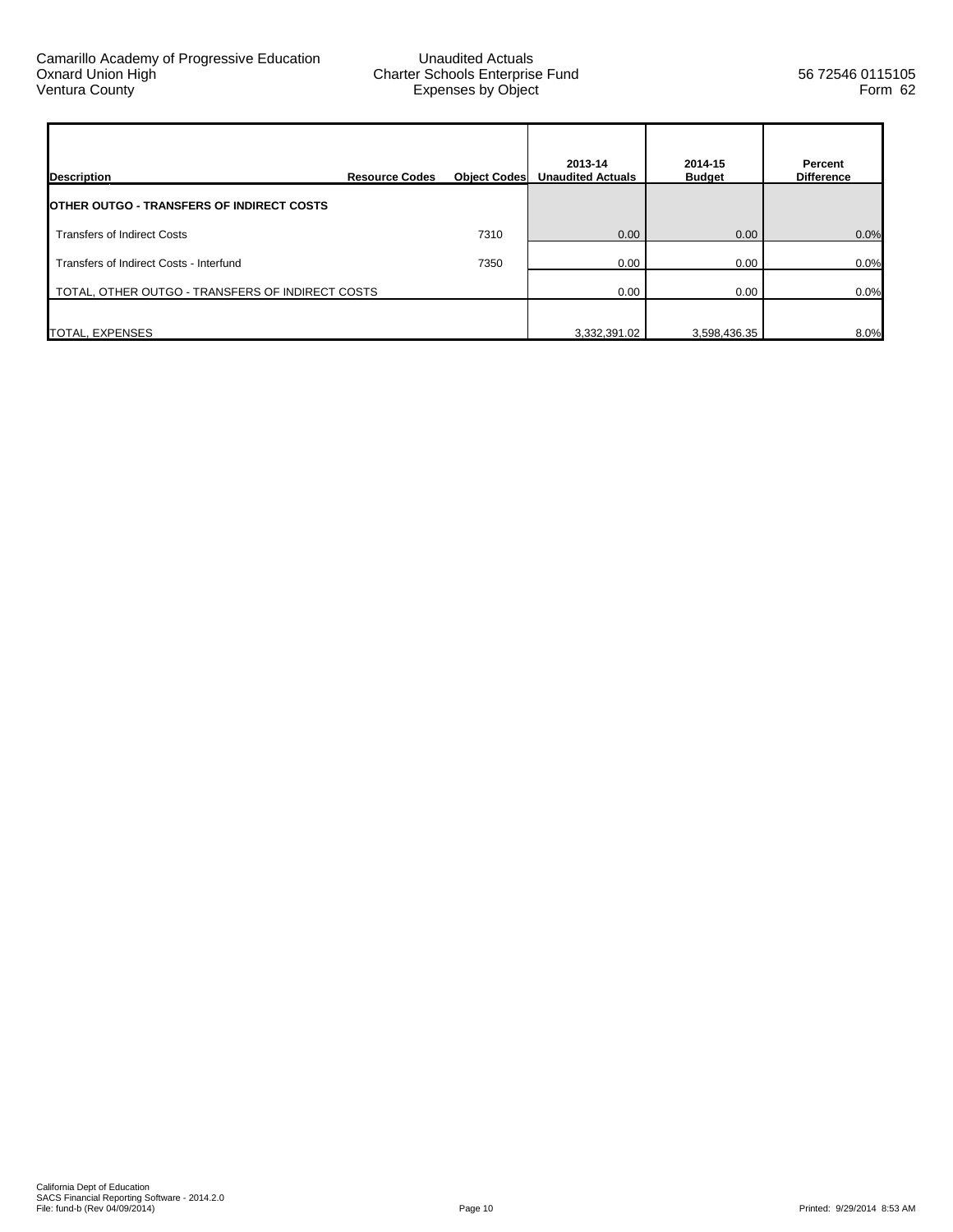| Description | Resource Codes | Object Codes | 2013-14 Unaudited Actuals | 2014-15 Budget | Percent Difference |
|---|---|---|---|---|---|
| **OTHER OUTGO - TRANSFERS OF INDIRECT COSTS** | | | | | |
| Transfers of Indirect Costs | | 7310 | 0.00 | 0.00 | 0.0% |
| Transfers of Indirect Costs - Interfund | | 7350 | 0.00 | 0.00 | 0.0% |
| TOTAL, OTHER OUTGO - TRANSFERS OF INDIRECT COSTS | | | 0.00 | 0.00 | 0.0% |
| TOTAL, EXPENSES | | | 3,332,391.02 | 3,598,436.35 | 8.0% |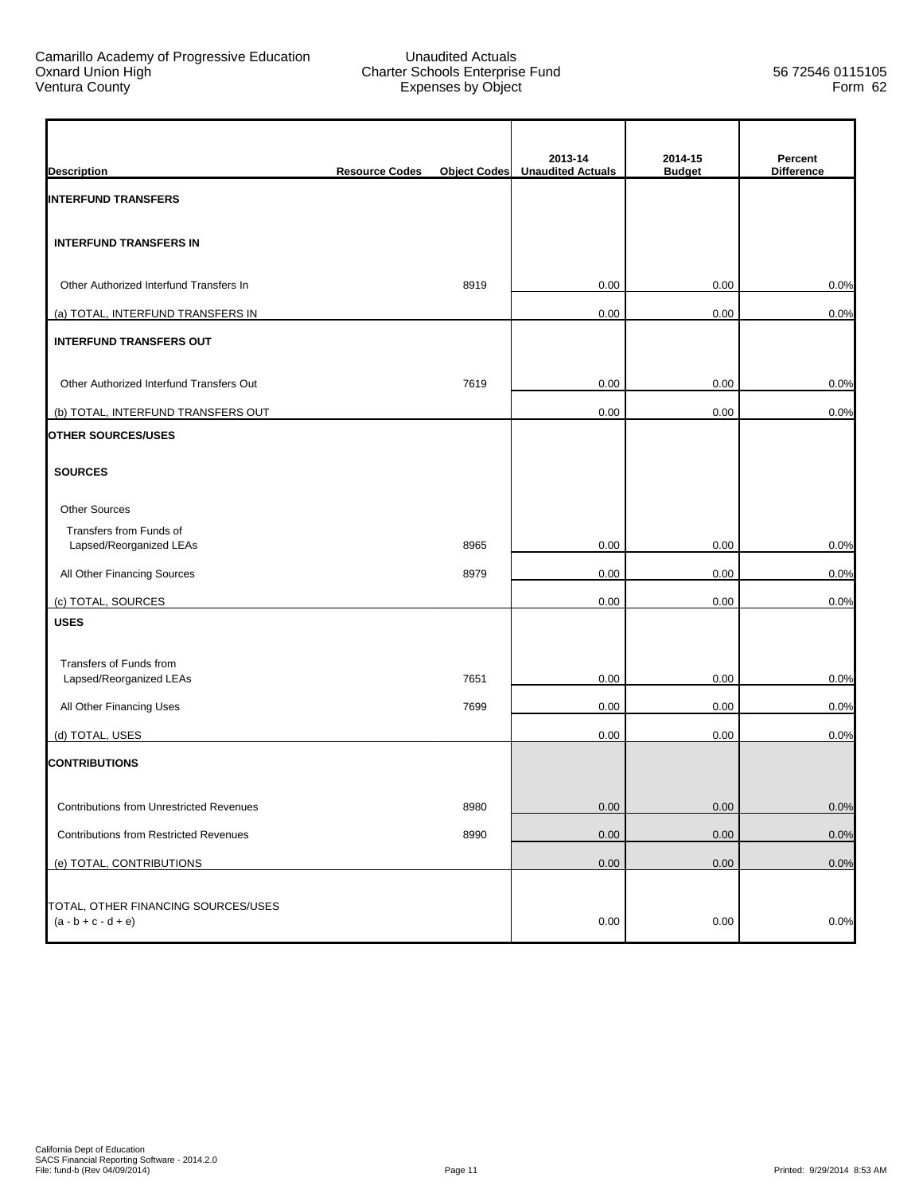Camarillo Academy of Progressive Education
Oxnard Union High
Ventura County

Unaudited Actuals
Charter Schools Enterprise Fund
Expenses by Object

56 72546 0115105
Form 62

| Description | Resource Codes | Object Codes | 2013-14 Unaudited Actuals | 2014-15 Budget | Percent Difference |
|---|---|---|---|---|---|
| **INTERFUND TRANSFERS** | | | | | |
| **INTERFUND TRANSFERS IN** | | | | | |
| Other Authorized Interfund Transfers In | | 8919 | 0.00 | 0.00 | 0.0% |
| (a) TOTAL, INTERFUND TRANSFERS IN | | | 0.00 | 0.00 | 0.0% |
| **INTERFUND TRANSFERS OUT** | | | | | |
| Other Authorized Interfund Transfers Out | | 7619 | 0.00 | 0.00 | 0.0% |
| (b) TOTAL, INTERFUND TRANSFERS OUT | | | 0.00 | 0.00 | 0.0% |
| **OTHER SOURCES/USES** | | | | | |
| **SOURCES** | | | | | |
| Other Sources | | | | | |
| Transfers from Funds of Lapsed/Reorganized LEAs | | 8965 | 0.00 | 0.00 | 0.0% |
| All Other Financing Sources | | 8979 | 0.00 | 0.00 | 0.0% |
| (c) TOTAL, SOURCES | | | 0.00 | 0.00 | 0.0% |
| **USES** | | | | | |
| Transfers of Funds from Lapsed/Reorganized LEAs | | 7651 | 0.00 | 0.00 | 0.0% |
| All Other Financing Uses | | 7699 | 0.00 | 0.00 | 0.0% |
| (d) TOTAL, USES | | | 0.00 | 0.00 | 0.0% |
| **CONTRIBUTIONS** | | | | | |
| Contributions from Unrestricted Revenues | | 8980 | 0.00 | 0.00 | 0.0% |
| Contributions from Restricted Revenues | | 8990 | 0.00 | 0.00 | 0.0% |
| (e) TOTAL, CONTRIBUTIONS | | | 0.00 | 0.00 | 0.0% |
| TOTAL, OTHER FINANCING SOURCES/USES (a - b + c - d + e) | | | 0.00 | 0.00 | 0.0% |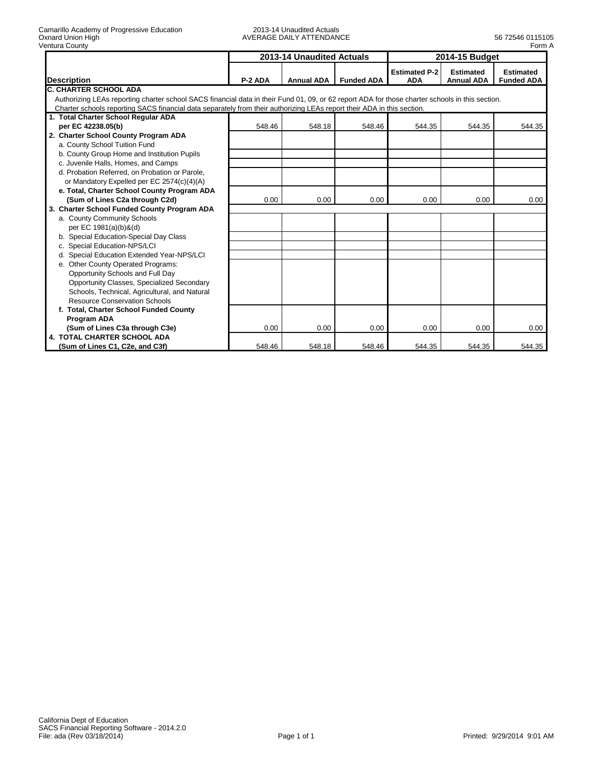Camarillo Academy of Progressive Education
Oxnard Union High
Ventura County

2013-14 Unaudited Actuals
AVERAGE DAILY ATTENDANCE

56 72546 0115105
Form A

| Description | 2013-14 Unaudited Actuals | | | 2014-15 Budget | | |
|---|---|---|---|---|---|---|
| | P-2 ADA | Annual ADA | Funded ADA | Estimated P-2 ADA | Estimated Annual ADA | Estimated Funded ADA |
| **C. CHARTER SCHOOL ADA** | | | | | | |
| Authorizing LEAs reporting charter school SACS financial data in their Fund 01, 09, or 62 report ADA for those charter schools in this section. Charter schools reporting SACS financial data separately from their authorizing LEAs report their ADA in this section. | | | | | | |
| **1. Total Charter School Regular ADA per EC 42238.05(b)** | 548.46 | 548.18 | 548.46 | 544.35 | 544.35 | 544.35 |
| **2. Charter School County Program ADA** | | | | | | |
| a. County School Tuition Fund | | | | | | |
| b. County Group Home and Institution Pupils | | | | | | |
| c. Juvenile Halls, Homes, and Camps | | | | | | |
| d. Probation Referred, on Probation or Parole, or Mandatory Expelled per EC 2574(c)(4)(A) | | | | | | |
| **e. Total, Charter School County Program ADA (Sum of Lines C2a through C2d)** | 0.00 | 0.00 | 0.00 | 0.00 | 0.00 | 0.00 |
| **3. Charter School Funded County Program ADA** | | | | | | |
| a. County Community Schools per EC 1981(a)(b)&(d) | | | | | | |
| b. Special Education-Special Day Class | | | | | | |
| c. Special Education-NPS/LCI | | | | | | |
| d. Special Education Extended Year-NPS/LCI | | | | | | |
| e. Other County Operated Programs: Opportunity Schools and Full Day Opportunity Classes, Specialized Secondary Schools, Technical, Agricultural, and Natural Resource Conservation Schools | | | | | | |
| **f. Total, Charter School Funded County Program ADA (Sum of Lines C3a through C3e)** | 0.00 | 0.00 | 0.00 | 0.00 | 0.00 | 0.00 |
| **4. TOTAL CHARTER SCHOOL ADA (Sum of Lines C1, C2e, and C3f)** | 548.46 | 548.18 | 548.46 | 544.35 | 544.35 | 544.35 |

California Dept of Education
SACS Financial Reporting Software - 2014.2.0
File: ada (Rev 03/18/2014)

Printed: 9/29/2014 9:01 AM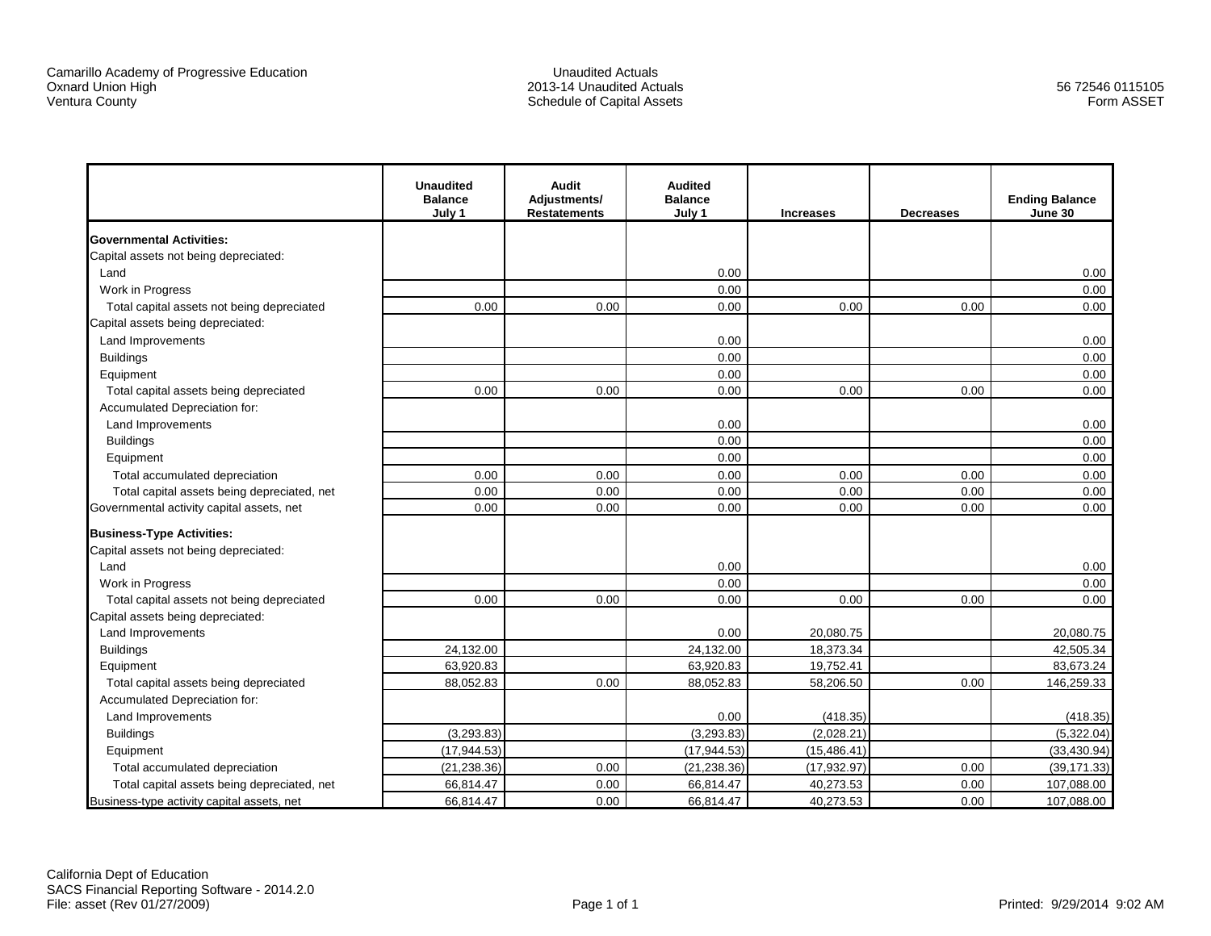Camarillo Academy of Progressive Education
Oxnard Union High
Ventura County

Unaudited Actuals
2013-14 Unaudited Actuals
Schedule of Capital Assets

56 72546 0115105
Form ASSET

| | Unaudited Balance July 1 | Audit Adjustments/ Restatements | Audited Balance July 1 | Increases | Decreases | Ending Balance June 30 |
|---|---|---|---|---|---|---|
| **Governmental Activities:** | | | | | | |
| Capital assets not being depreciated: | | | | | | |
| Land | | | 0.00 | | | 0.00 |
| Work in Progress | | | 0.00 | | | 0.00 |
| Total capital assets not being depreciated | 0.00 | 0.00 | 0.00 | 0.00 | 0.00 | 0.00 |
| Capital assets being depreciated: | | | | | | |
| Land Improvements | | | 0.00 | | | 0.00 |
| Buildings | | | 0.00 | | | 0.00 |
| Equipment | | | 0.00 | | | 0.00 |
| Total capital assets being depreciated | 0.00 | 0.00 | 0.00 | 0.00 | 0.00 | 0.00 |
| Accumulated Depreciation for: | | | | | | |
| Land Improvements | | | 0.00 | | | 0.00 |
| Buildings | | | 0.00 | | | 0.00 |
| Equipment | | | 0.00 | | | 0.00 |
| Total accumulated depreciation | 0.00 | 0.00 | 0.00 | 0.00 | 0.00 | 0.00 |
| Total capital assets being depreciated, net | 0.00 | 0.00 | 0.00 | 0.00 | 0.00 | 0.00 |
| Governmental activity capital assets, net | 0.00 | 0.00 | 0.00 | 0.00 | 0.00 | 0.00 |
| **Business-Type Activities:** | | | | | | |
| Capital assets not being depreciated: | | | | | | |
| Land | | | 0.00 | | | 0.00 |
| Work in Progress | | | 0.00 | | | 0.00 |
| Total capital assets not being depreciated | 0.00 | 0.00 | 0.00 | 0.00 | 0.00 | 0.00 |
| Capital assets being depreciated: | | | | | | |
| Land Improvements | | | 0.00 | 20,080.75 | | 20,080.75 |
| Buildings | 24,132.00 | | 24,132.00 | 18,373.34 | | 42,505.34 |
| Equipment | 63,920.83 | | 63,920.83 | 19,752.41 | | 83,673.24 |
| Total capital assets being depreciated | 88,052.83 | 0.00 | 88,052.83 | 58,206.50 | 0.00 | 146,259.33 |
| Accumulated Depreciation for: | | | | | | |
| Land Improvements | | | 0.00 | (418.35) | | (418.35) |
| Buildings | (3,293.83) | | (3,293.83) | (2,028.21) | | (5,322.04) |
| Equipment | (17,944.53) | | (17,944.53) | (15,486.41) | | (33,430.94) |
| Total accumulated depreciation | (21,238.36) | 0.00 | (21,238.36) | (17,932.97) | 0.00 | (39,171.33) |
| Total capital assets being depreciated, net | 66,814.47 | 0.00 | 66,814.47 | 40,273.53 | 0.00 | 107,088.00 |
| Business-type activity capital assets, net | 66,814.47 | 0.00 | 66,814.47 | 40,273.53 | 0.00 | 107,088.00 |

California Dept of Education
SACS Financial Reporting Software - 2014.2.0
File: asset (Rev 01/27/2009)

Printed: 9/29/2014 9:02 AM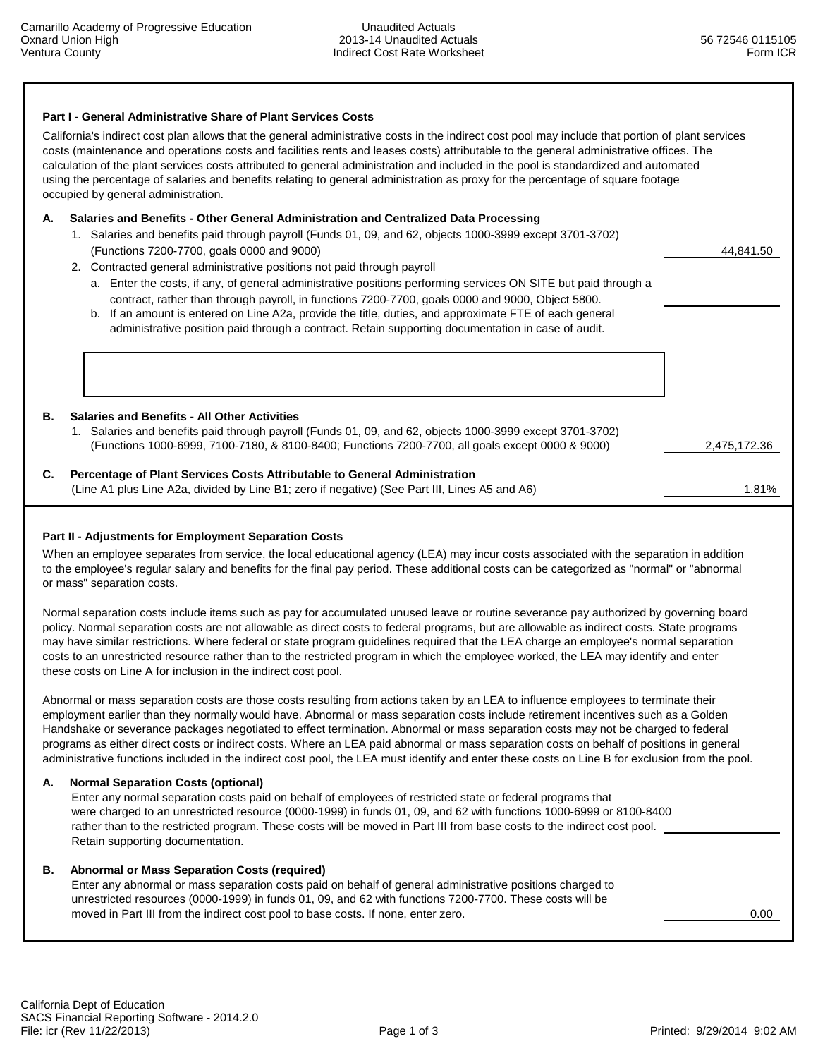### Part I - General Administrative Share of Plant Services Costs

California's indirect cost plan allows that the general administrative costs in the indirect cost pool may include that portion of plant services costs (maintenance and operations costs and facilities rents and leases costs) attributable to the general administrative offices. The calculation of the plant services costs attributed to general administration and included in the pool is standardized and automated using the percentage of salaries and benefits relating to general administration as proxy for the percentage of square footage occupied by general administration.

**A. Salaries and Benefits - Other General Administration and Centralized Data Processing**

1. Salaries and benefits paid through payroll (Funds 01, 09, and 62, objects 1000-3999 except 3701-3702) (Functions 7200-7700, goals 0000 and 9000) — 44,841.50
2. Contracted general administrative positions not paid through payroll
   a. Enter the costs, if any, of general administrative positions performing services ON SITE but paid through a contract, rather than through payroll, in functions 7200-7700, goals 0000 and 9000, Object 5800. — 
   b. If an amount is entered on Line A2a, provide the title, duties, and approximate FTE of each general administrative position paid through a contract. Retain supporting documentation in case of audit.

**B. Salaries and Benefits - All Other Activities**

1. Salaries and benefits paid through payroll (Funds 01, 09, and 62, objects 1000-3999 except 3701-3702) (Functions 1000-6999, 7100-7180, & 8100-8400; Functions 7200-7700, all goals except 0000 & 9000) — 2,475,172.36

**C. Percentage of Plant Services Costs Attributable to General Administration**

(Line A1 plus Line A2a, divided by Line B1; zero if negative) (See Part III, Lines A5 and A6) — 1.81%

### Part II - Adjustments for Employment Separation Costs

When an employee separates from service, the local educational agency (LEA) may incur costs associated with the separation in addition to the employee's regular salary and benefits for the final pay period. These additional costs can be categorized as "normal" or "abnormal or mass" separation costs.

Normal separation costs include items such as pay for accumulated unused leave or routine severance pay authorized by governing board policy. Normal separation costs are not allowable as direct costs to federal programs, but are allowable as indirect costs. State programs may have similar restrictions. Where federal or state program guidelines required that the LEA charge an employee's normal separation costs to an unrestricted resource rather than to the restricted program in which the employee worked, the LEA may identify and enter these costs on Line A for inclusion in the indirect cost pool.

Abnormal or mass separation costs are those costs resulting from actions taken by an LEA to influence employees to terminate their employment earlier than they normally would have. Abnormal or mass separation costs include retirement incentives such as a Golden Handshake or severance packages negotiated to effect termination. Abnormal or mass separation costs may not be charged to federal programs as either direct costs or indirect costs. Where an LEA paid abnormal or mass separation costs on behalf of positions in general administrative functions included in the indirect cost pool, the LEA must identify and enter these costs on Line B for exclusion from the pool.

**A. Normal Separation Costs (optional)**

Enter any normal separation costs paid on behalf of employees of restricted state or federal programs that were charged to an unrestricted resource (0000-1999) in funds 01, 09, and 62 with functions 1000-6999 or 8100-8400 rather than to the restricted program. These costs will be moved in Part III from base costs to the indirect cost pool. Retain supporting documentation. — 

**B. Abnormal or Mass Separation Costs (required)**

Enter any abnormal or mass separation costs paid on behalf of general administrative positions charged to unrestricted resources (0000-1999) in funds 01, 09, and 62 with functions 7200-7700. These costs will be moved in Part III from the indirect cost pool to base costs. If none, enter zero. — 0.00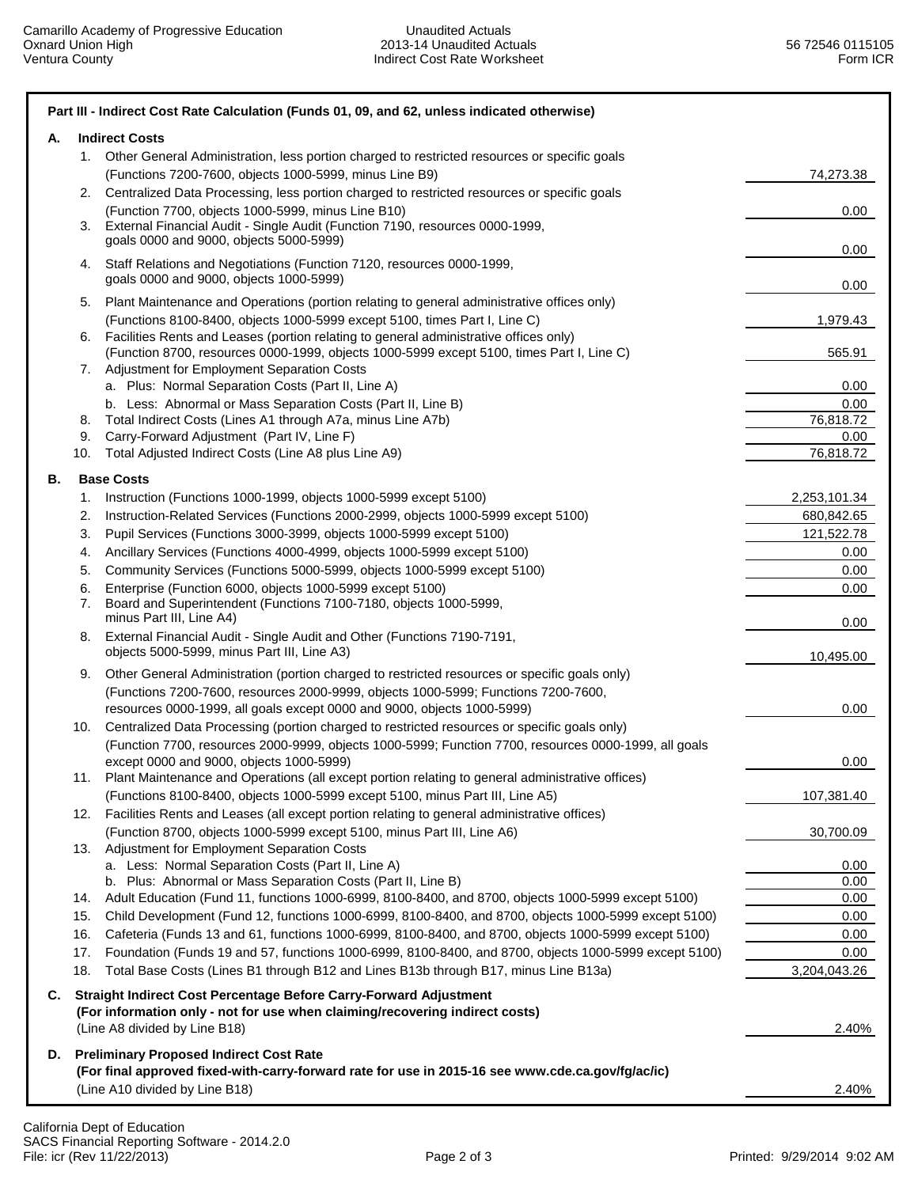## Part III - Indirect Cost Rate Calculation (Funds 01, 09, and 62, unless indicated otherwise)

### A. Indirect Costs

| | | Amount |
|---|---|---|
| 1. | Other General Administration, less portion charged to restricted resources or specific goals (Functions 7200-7600, objects 1000-5999, minus Line B9) | 74,273.38 |
| 2. | Centralized Data Processing, less portion charged to restricted resources or specific goals (Function 7700, objects 1000-5999, minus Line B10) | 0.00 |
| 3. | External Financial Audit - Single Audit (Function 7190, resources 0000-1999, goals 0000 and 9000, objects 5000-5999) | 0.00 |
| 4. | Staff Relations and Negotiations (Function 7120, resources 0000-1999, goals 0000 and 9000, objects 1000-5999) | 0.00 |
| 5. | Plant Maintenance and Operations (portion relating to general administrative offices only) (Functions 8100-8400, objects 1000-5999 except 5100, times Part I, Line C) | 1,979.43 |
| 6. | Facilities Rents and Leases (portion relating to general administrative offices only) (Function 8700, resources 0000-1999, objects 1000-5999 except 5100, times Part I, Line C) | 565.91 |
| 7. | Adjustment for Employment Separation Costs | |
| | a. Plus: Normal Separation Costs (Part II, Line A) | 0.00 |
| | b. Less: Abnormal or Mass Separation Costs (Part II, Line B) | 0.00 |
| 8. | Total Indirect Costs (Lines A1 through A7a, minus Line A7b) | 76,818.72 |
| 9. | Carry-Forward Adjustment (Part IV, Line F) | 0.00 |
| 10. | Total Adjusted Indirect Costs (Line A8 plus Line A9) | 76,818.72 |

### B. Base Costs

| | | Amount |
|---|---|---|
| 1. | Instruction (Functions 1000-1999, objects 1000-5999 except 5100) | 2,253,101.34 |
| 2. | Instruction-Related Services (Functions 2000-2999, objects 1000-5999 except 5100) | 680,842.65 |
| 3. | Pupil Services (Functions 3000-3999, objects 1000-5999 except 5100) | 121,522.78 |
| 4. | Ancillary Services (Functions 4000-4999, objects 1000-5999 except 5100) | 0.00 |
| 5. | Community Services (Functions 5000-5999, objects 1000-5999 except 5100) | 0.00 |
| 6. | Enterprise (Function 6000, objects 1000-5999 except 5100) | 0.00 |
| 7. | Board and Superintendent (Functions 7100-7180, objects 1000-5999, minus Part III, Line A4) | 0.00 |
| 8. | External Financial Audit - Single Audit and Other (Functions 7190-7191, objects 5000-5999, minus Part III, Line A3) | 10,495.00 |
| 9. | Other General Administration (portion charged to restricted resources or specific goals only) (Functions 7200-7600, resources 2000-9999, objects 1000-5999; Functions 7200-7600, resources 0000-1999, all goals except 0000 and 9000, objects 1000-5999) | 0.00 |
| 10. | Centralized Data Processing (portion charged to restricted resources or specific goals only) (Function 7700, resources 2000-9999, objects 1000-5999; Function 7700, resources 0000-1999, all goals except 0000 and 9000, objects 1000-5999) | 0.00 |
| 11. | Plant Maintenance and Operations (all except portion relating to general administrative offices) (Functions 8100-8400, objects 1000-5999 except 5100, minus Part III, Line A5) | 107,381.40 |
| 12. | Facilities Rents and Leases (all except portion relating to general administrative offices) (Function 8700, objects 1000-5999 except 5100, minus Part III, Line A6) | 30,700.09 |
| 13. | Adjustment for Employment Separation Costs | |
| | a. Less: Normal Separation Costs (Part II, Line A) | 0.00 |
| | b. Plus: Abnormal or Mass Separation Costs (Part II, Line B) | 0.00 |
| 14. | Adult Education (Fund 11, functions 1000-6999, 8100-8400, and 8700, objects 1000-5999 except 5100) | 0.00 |
| 15. | Child Development (Fund 12, functions 1000-6999, 8100-8400, and 8700, objects 1000-5999 except 5100) | 0.00 |
| 16. | Cafeteria (Funds 13 and 61, functions 1000-6999, 8100-8400, and 8700, objects 1000-5999 except 5100) | 0.00 |
| 17. | Foundation (Funds 19 and 57, functions 1000-6999, 8100-8400, and 8700, objects 1000-5999 except 5100) | 0.00 |
| 18. | Total Base Costs (Lines B1 through B12 and Lines B13b through B17, minus Line B13a) | 3,204,043.26 |

### C. Straight Indirect Cost Percentage Before Carry-Forward Adjustment

**(For information only - not for use when claiming/recovering indirect costs)**

(Line A8 divided by Line B18) — 2.40%

### D. Preliminary Proposed Indirect Cost Rate

**(For final approved fixed-with-carry-forward rate for use in 2015-16 see www.cde.ca.gov/fg/ac/ic)**

(Line A10 divided by Line B18) — 2.40%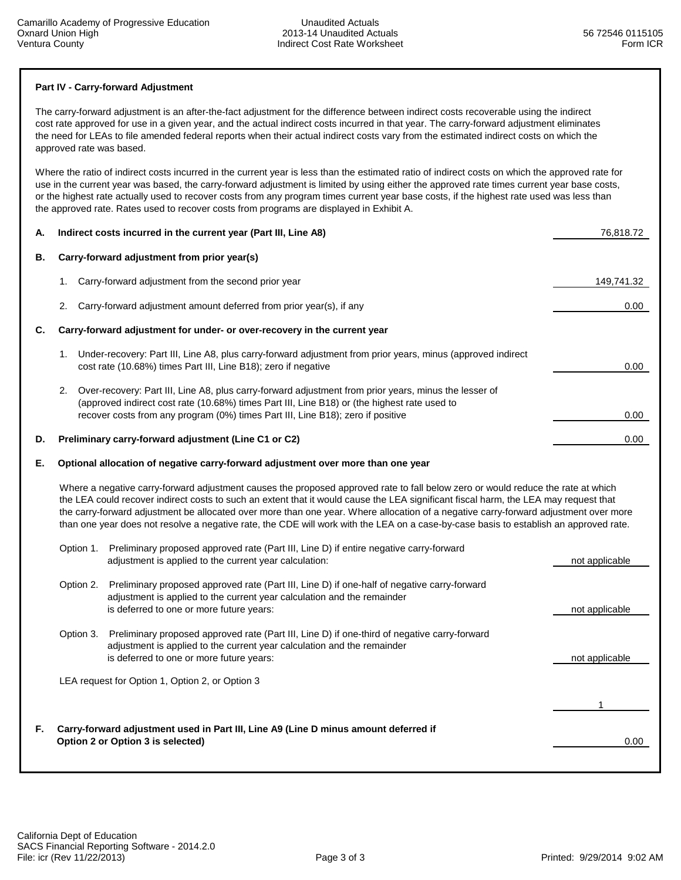**Part IV - Carry-forward Adjustment**

The carry-forward adjustment is an after-the-fact adjustment for the difference between indirect costs recoverable using the indirect cost rate approved for use in a given year, and the actual indirect costs incurred in that year. The carry-forward adjustment eliminates the need for LEAs to file amended federal reports when their actual indirect costs vary from the estimated indirect costs on which the approved rate was based.

Where the ratio of indirect costs incurred in the current year is less than the estimated ratio of indirect costs on which the approved rate for use in the current year was based, the carry-forward adjustment is limited by using either the approved rate times current year base costs, or the highest rate actually used to recover costs from any program times current year base costs, if the highest rate used was less than the approved rate. Rates used to recover costs from programs are displayed in Exhibit A.

| | | |
|---|---|---|
| **A.** | **Indirect costs incurred in the current year (Part III, Line A8)** | 76,818.72 |
| **B.** | **Carry-forward adjustment from prior year(s)** | |
| | 1. Carry-forward adjustment from the second prior year | 149,741.32 |
| | 2. Carry-forward adjustment amount deferred from prior year(s), if any | 0.00 |
| **C.** | **Carry-forward adjustment for under- or over-recovery in the current year** | |
| | 1. Under-recovery: Part III, Line A8, plus carry-forward adjustment from prior years, minus (approved indirect cost rate (10.68%) times Part III, Line B18); zero if negative | 0.00 |
| | 2. Over-recovery: Part III, Line A8, plus carry-forward adjustment from prior years, minus the lesser of (approved indirect cost rate (10.68%) times Part III, Line B18) or (the highest rate used to recover costs from any program (0%) times Part III, Line B18); zero if positive | 0.00 |
| **D.** | **Preliminary carry-forward adjustment (Line C1 or C2)** | 0.00 |

**E. Optional allocation of negative carry-forward adjustment over more than one year**

Where a negative carry-forward adjustment causes the proposed approved rate to fall below zero or would reduce the rate at which the LEA could recover indirect costs to such an extent that it would cause the LEA significant fiscal harm, the LEA may request that the carry-forward adjustment be allocated over more than one year. Where allocation of a negative carry-forward adjustment over more than one year does not resolve a negative rate, the CDE will work with the LEA on a case-by-case basis to establish an approved rate.

| | |
|---|---|
| Option 1. Preliminary proposed approved rate (Part III, Line D) if entire negative carry-forward adjustment is applied to the current year calculation: | not applicable |
| Option 2. Preliminary proposed approved rate (Part III, Line D) if one-half of negative carry-forward adjustment is applied to the current year calculation and the remainder is deferred to one or more future years: | not applicable |
| Option 3. Preliminary proposed approved rate (Part III, Line D) if one-third of negative carry-forward adjustment is applied to the current year calculation and the remainder is deferred to one or more future years: | not applicable |
| LEA request for Option 1, Option 2, or Option 3 | 1 |

| | | |
|---|---|---|
| **F.** | **Carry-forward adjustment used in Part III, Line A9 (Line D minus amount deferred if Option 2 or Option 3 is selected)** | 0.00 |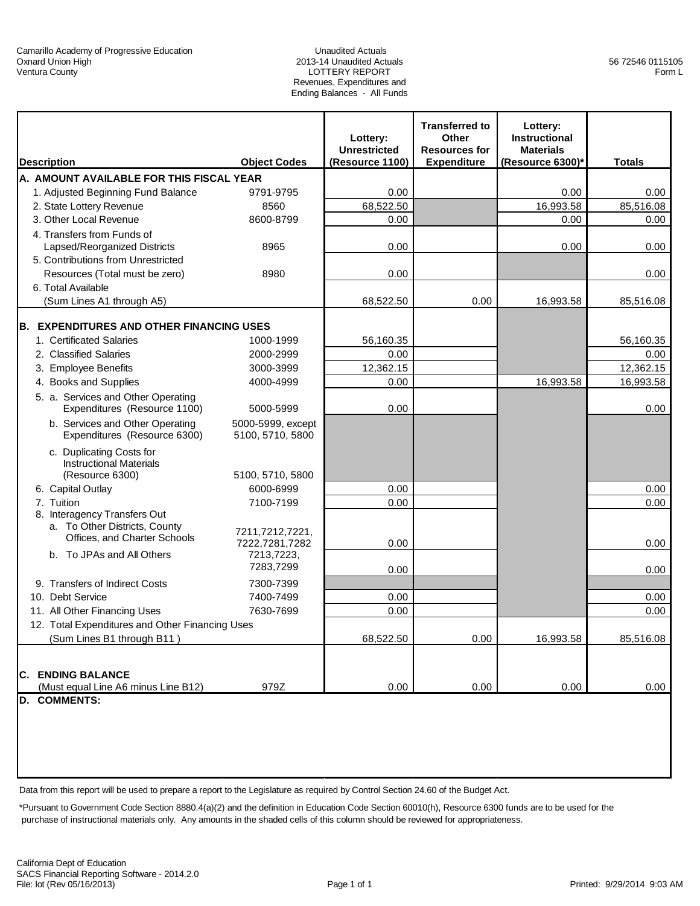Camarillo Academy of Progressive Education
Oxnard Union High
Ventura County

Unaudited Actuals
2013-14 Unaudited Actuals
LOTTERY REPORT
Revenues, Expenditures and
Ending Balances - All Funds

56 72546 0115105
Form L

| Description | Object Codes | Lottery: Unrestricted (Resource 1100) | Transferred to Other Resources for Expenditure | Lottery: Instructional Materials (Resource 6300)* | Totals |
|---|---|---|---|---|---|
| **A. AMOUNT AVAILABLE FOR THIS FISCAL YEAR** | | | | | |
| 1. Adjusted Beginning Fund Balance | 9791-9795 | 0.00 | | 0.00 | 0.00 |
| 2. State Lottery Revenue | 8560 | 68,522.50 | | 16,993.58 | 85,516.08 |
| 3. Other Local Revenue | 8600-8799 | 0.00 | | 0.00 | 0.00 |
| 4. Transfers from Funds of Lapsed/Reorganized Districts | 8965 | 0.00 | | 0.00 | 0.00 |
| 5. Contributions from Unrestricted Resources (Total must be zero) | 8980 | 0.00 | | | 0.00 |
| 6. Total Available (Sum Lines A1 through A5) | | 68,522.50 | 0.00 | 16,993.58 | 85,516.08 |
| **B. EXPENDITURES AND OTHER FINANCING USES** | | | | | |
| 1. Certificated Salaries | 1000-1999 | 56,160.35 | | | 56,160.35 |
| 2. Classified Salaries | 2000-2999 | 0.00 | | | 0.00 |
| 3. Employee Benefits | 3000-3999 | 12,362.15 | | | 12,362.15 |
| 4. Books and Supplies | 4000-4999 | 0.00 | | 16,993.58 | 16,993.58 |
| 5. a. Services and Other Operating Expenditures (Resource 1100) | 5000-5999 | 0.00 | | | 0.00 |
| b. Services and Other Operating Expenditures (Resource 6300) | 5000-5999, except 5100, 5710, 5800 | | | | |
| c. Duplicating Costs for Instructional Materials (Resource 6300) | 5100, 5710, 5800 | | | | |
| 6. Capital Outlay | 6000-6999 | 0.00 | | | 0.00 |
| 7. Tuition | 7100-7199 | 0.00 | | | 0.00 |
| 8. Interagency Transfers Out | | | | | |
| a. To Other Districts, County Offices, and Charter Schools | 7211,7212,7221, 7222,7281,7282 | 0.00 | | | 0.00 |
| b. To JPAs and All Others | 7213,7223, 7283,7299 | 0.00 | | | 0.00 |
| 9. Transfers of Indirect Costs | 7300-7399 | | | | |
| 10. Debt Service | 7400-7499 | 0.00 | | | 0.00 |
| 11. All Other Financing Uses | 7630-7699 | 0.00 | | | 0.00 |
| 12. Total Expenditures and Other Financing Uses (Sum Lines B1 through B11 ) | | 68,522.50 | 0.00 | 16,993.58 | 85,516.08 |
| **C. ENDING BALANCE** (Must equal Line A6 minus Line B12) | 979Z | 0.00 | 0.00 | 0.00 | 0.00 |
| **D. COMMENTS:** | | | | | |

Data from this report will be used to prepare a report to the Legislature as required by Control Section 24.60 of the Budget Act.

*Pursuant to Government Code Section 8880.4(a)(2) and the definition in Education Code Section 60010(h), Resource 6300 funds are to be used for the purchase of instructional materials only. Any amounts in the shaded cells of this column should be reviewed for appropriateness.

California Dept of Education
SACS Financial Reporting Software - 2014.2.0
File: lot (Rev 05/16/2013)

Printed: 9/29/2014 9:03 AM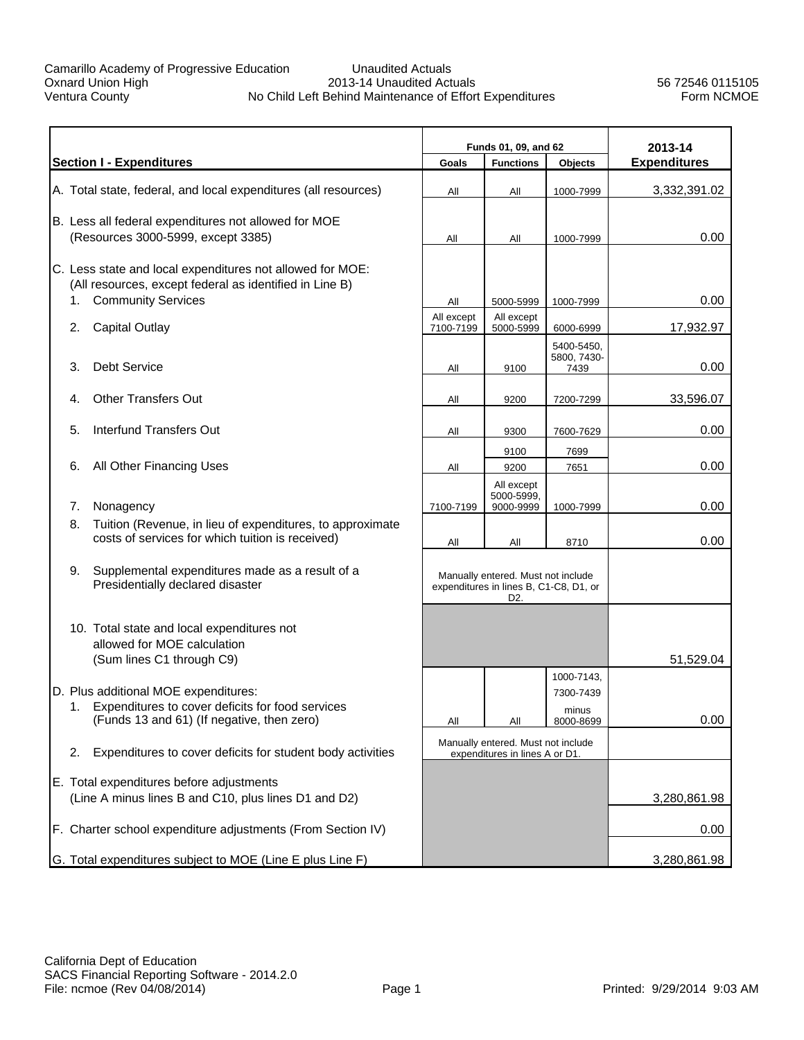Camarillo Academy of Progressive Education
Oxnard Union High
Ventura County

Unaudited Actuals
2013-14 Unaudited Actuals
No Child Left Behind Maintenance of Effort Expenditures

56 72546 0115105
Form NCMOE

| Section I - Expenditures | Funds 01, 09, and 62 Goals | Functions | Objects | 2013-14 Expenditures |
|---|---|---|---|---|
| A. Total state, federal, and local expenditures (all resources) | All | All | 1000-7999 | 3,332,391.02 |
| B. Less all federal expenditures not allowed for MOE (Resources 3000-5999, except 3385) | All | All | 1000-7999 | 0.00 |
| C. Less state and local expenditures not allowed for MOE: (All resources, except federal as identified in Line B) | | | | |
| 1. Community Services | All | 5000-5999 | 1000-7999 | 0.00 |
| 2. Capital Outlay | All except 7100-7199 | All except 5000-5999 | 6000-6999 | 17,932.97 |
| 3. Debt Service | All | 9100 | 5400-5450, 5800, 7430-7439 | 0.00 |
| 4. Other Transfers Out | All | 9200 | 7200-7299 | 33,596.07 |
| 5. Interfund Transfers Out | All | 9300 | 7600-7629 | 0.00 |
| 6. All Other Financing Uses | All | 9100<br>9200 | 7699<br>7651 | 0.00 |
| 7. Nonagency | 7100-7199 | All except 5000-5999, 9000-9999 | 1000-7999 | 0.00 |
| 8. Tuition (Revenue, in lieu of expenditures, to approximate costs of services for which tuition is received) | All | All | 8710 | 0.00 |
| 9. Supplemental expenditures made as a result of a Presidentially declared disaster | Manually entered. Must not include expenditures in lines B, C1-C8, D1, or D2. | | | |
| 10. Total state and local expenditures not allowed for MOE calculation (Sum lines C1 through C9) | | | | 51,529.04 |
| D. Plus additional MOE expenditures: | | | | |
| 1. Expenditures to cover deficits for food services (Funds 13 and 61) (If negative, then zero) | All | All | 1000-7143, 7300-7439 minus 8000-8699 | 0.00 |
| 2. Expenditures to cover deficits for student body activities | Manually entered. Must not include expenditures in lines A or D1. | | | |
| E. Total expenditures before adjustments (Line A minus lines B and C10, plus lines D1 and D2) | | | | 3,280,861.98 |
| F. Charter school expenditure adjustments (From Section IV) | | | | 0.00 |
| G. Total expenditures subject to MOE (Line E plus Line F) | | | | 3,280,861.98 |

California Dept of Education
SACS Financial Reporting Software - 2014.2.0
File: ncmoe (Rev 04/08/2014)
Printed: 9/29/2014 9:03 AM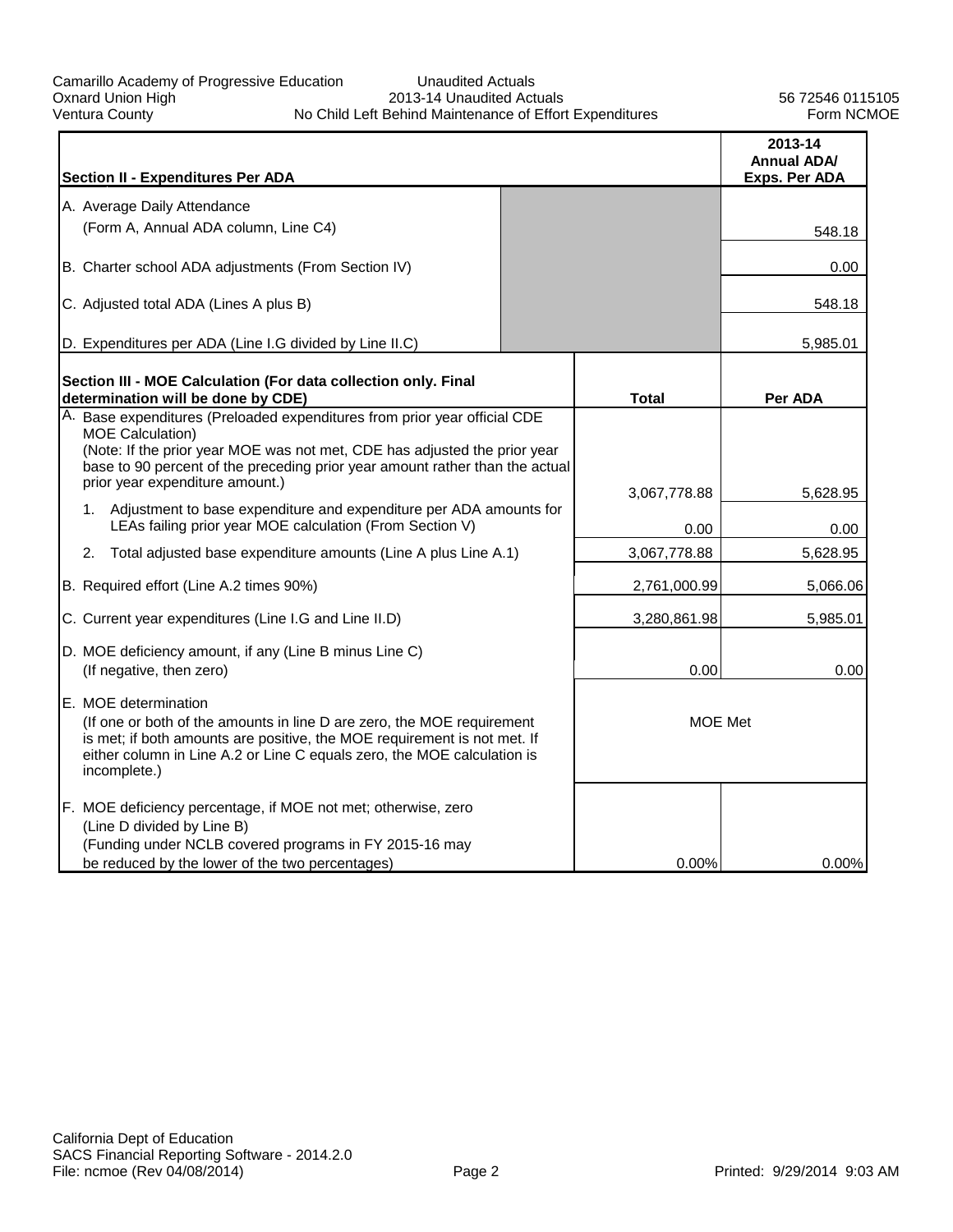Camarillo Academy of Progressive Education
Oxnard Union High
Ventura County

Unaudited Actuals
2013-14 Unaudited Actuals
No Child Left Behind Maintenance of Effort Expenditures

56 72546 0115105
Form NCMOE

| Section II - Expenditures Per ADA | | 2013-14 Annual ADA/ Exps. Per ADA |
|---|---|---|
| A. Average Daily Attendance (Form A, Annual ADA column, Line C4) | | 548.18 |
| B. Charter school ADA adjustments (From Section IV) | | 0.00 |
| C. Adjusted total ADA (Lines A plus B) | | 548.18 |
| D. Expenditures per ADA (Line I.G divided by Line II.C) | | 5,985.01 |

| Section III - MOE Calculation (For data collection only. Final determination will be done by CDE) | Total | Per ADA |
|---|---|---|
| A. Base expenditures (Preloaded expenditures from prior year official CDE MOE Calculation) (Note: If the prior year MOE was not met, CDE has adjusted the prior year base to 90 percent of the preceding prior year amount rather than the actual prior year expenditure amount.) | 3,067,778.88 | 5,628.95 |
| 1. Adjustment to base expenditure and expenditure per ADA amounts for LEAs failing prior year MOE calculation (From Section V) | 0.00 | 0.00 |
| 2. Total adjusted base expenditure amounts (Line A plus Line A.1) | 3,067,778.88 | 5,628.95 |
| B. Required effort (Line A.2 times 90%) | 2,761,000.99 | 5,066.06 |
| C. Current year expenditures (Line I.G and Line II.D) | 3,280,861.98 | 5,985.01 |
| D. MOE deficiency amount, if any (Line B minus Line C) (If negative, then zero) | 0.00 | 0.00 |
| E. MOE determination (If one or both of the amounts in line D are zero, the MOE requirement is met; if both amounts are positive, the MOE requirement is not met. If either column in Line A.2 or Line C equals zero, the MOE calculation is incomplete.) | MOE Met | |
| F. MOE deficiency percentage, if MOE not met; otherwise, zero (Line D divided by Line B) (Funding under NCLB covered programs in FY 2015-16 may be reduced by the lower of the two percentages) | 0.00% | 0.00% |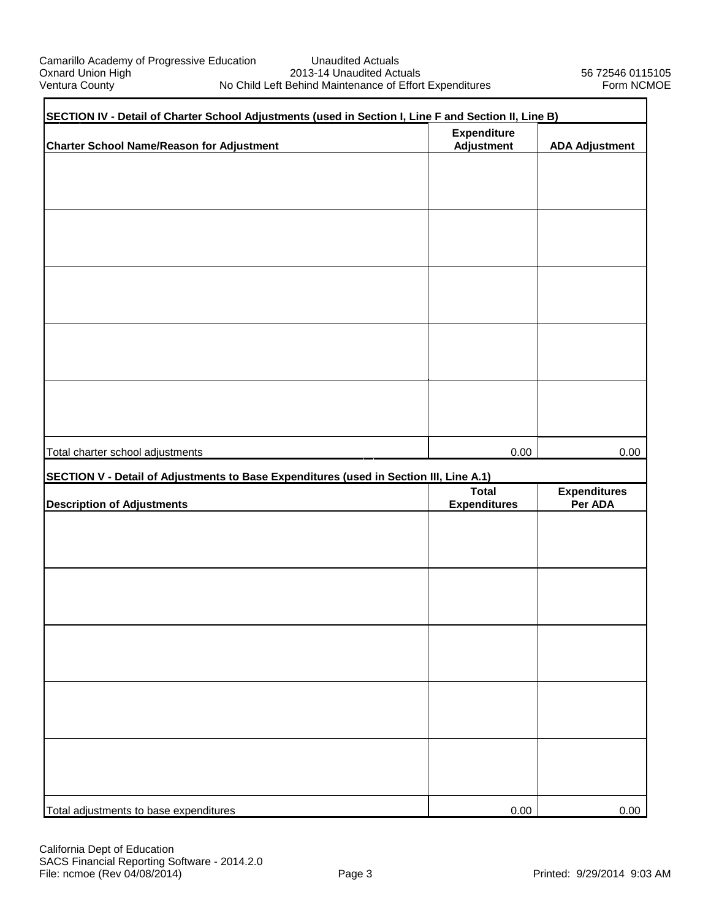## SECTION IV - Detail of Charter School Adjustments (used in Section I, Line F and Section II, Line B)

| Charter School Name/Reason for Adjustment | Expenditure Adjustment | ADA Adjustment |
|---|---|---|
| | | |
| | | |
| | | |
| | | |
| | | |
| Total charter school adjustments | 0.00 | 0.00 |

## SECTION V - Detail of Adjustments to Base Expenditures (used in Section III, Line A.1)

| Description of Adjustments | Total Expenditures | Expenditures Per ADA |
|---|---|---|
| | | |
| | | |
| | | |
| | | |
| | | |
| Total adjustments to base expenditures | 0.00 | 0.00 |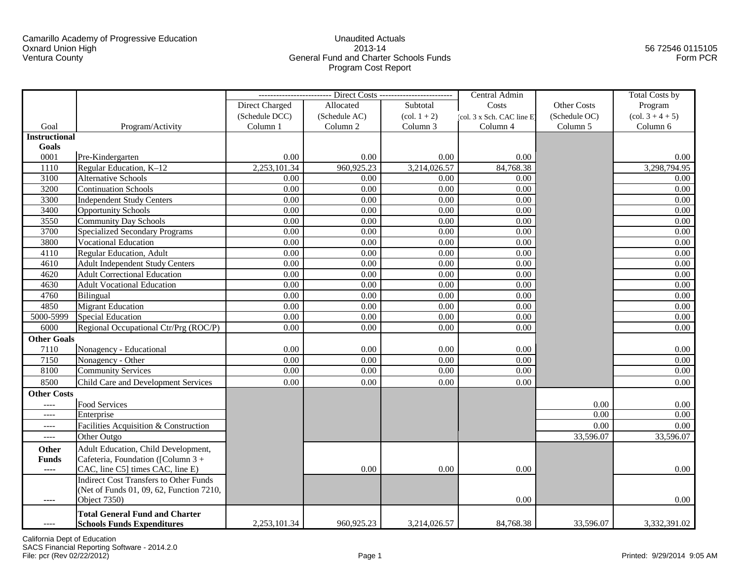Camarillo Academy of Progressive Education
Oxnard Union High
Ventura County

Unaudited Actuals
2013-14
General Fund and Charter Schools Funds
Program Cost Report

56 72546 0115105
Form PCR

| Goal | Program/Activity | Direct Costs: Direct Charged (Schedule DCC) Column 1 | Direct Costs: Allocated (Schedule AC) Column 2 | Direct Costs: Subtotal (col. 1 + 2) Column 3 | Central Admin Costs (col. 3 x Sch. CAC line E) Column 4 | Other Costs (Schedule OC) Column 5 | Total Costs by Program (col. 3 + 4 + 5) Column 6 |
|---|---|---|---|---|---|---|---|
| **Instructional Goals** | | | | | | | |
| 0001 | Pre-Kindergarten | 0.00 | 0.00 | 0.00 | 0.00 | | 0.00 |
| 1110 | Regular Education, K–12 | 2,253,101.34 | 960,925.23 | 3,214,026.57 | 84,768.38 | | 3,298,794.95 |
| 3100 | Alternative Schools | 0.00 | 0.00 | 0.00 | 0.00 | | 0.00 |
| 3200 | Continuation Schools | 0.00 | 0.00 | 0.00 | 0.00 | | 0.00 |
| 3300 | Independent Study Centers | 0.00 | 0.00 | 0.00 | 0.00 | | 0.00 |
| 3400 | Opportunity Schools | 0.00 | 0.00 | 0.00 | 0.00 | | 0.00 |
| 3550 | Community Day Schools | 0.00 | 0.00 | 0.00 | 0.00 | | 0.00 |
| 3700 | Specialized Secondary Programs | 0.00 | 0.00 | 0.00 | 0.00 | | 0.00 |
| 3800 | Vocational Education | 0.00 | 0.00 | 0.00 | 0.00 | | 0.00 |
| 4110 | Regular Education, Adult | 0.00 | 0.00 | 0.00 | 0.00 | | 0.00 |
| 4610 | Adult Independent Study Centers | 0.00 | 0.00 | 0.00 | 0.00 | | 0.00 |
| 4620 | Adult Correctional Education | 0.00 | 0.00 | 0.00 | 0.00 | | 0.00 |
| 4630 | Adult Vocational Education | 0.00 | 0.00 | 0.00 | 0.00 | | 0.00 |
| 4760 | Bilingual | 0.00 | 0.00 | 0.00 | 0.00 | | 0.00 |
| 4850 | Migrant Education | 0.00 | 0.00 | 0.00 | 0.00 | | 0.00 |
| 5000-5999 | Special Education | 0.00 | 0.00 | 0.00 | 0.00 | | 0.00 |
| 6000 | Regional Occupational Ctr/Prg (ROC/P) | 0.00 | 0.00 | 0.00 | 0.00 | | 0.00 |
| **Other Goals** | | | | | | | |
| 7110 | Nonagency - Educational | 0.00 | 0.00 | 0.00 | 0.00 | | 0.00 |
| 7150 | Nonagency - Other | 0.00 | 0.00 | 0.00 | 0.00 | | 0.00 |
| 8100 | Community Services | 0.00 | 0.00 | 0.00 | 0.00 | | 0.00 |
| 8500 | Child Care and Development Services | 0.00 | 0.00 | 0.00 | 0.00 | | 0.00 |
| **Other Costs** | | | | | | | |
| ---- | Food Services | | | | | 0.00 | 0.00 |
| ---- | Enterprise | | | | | 0.00 | 0.00 |
| ---- | Facilities Acquisition & Construction | | | | | 0.00 | 0.00 |
| ---- | Other Outgo | | | | | 33,596.07 | 33,596.07 |
| **Other Funds** ---- | Adult Education, Child Development, Cafeteria, Foundation ([Column 3 + CAC, line C5] times CAC, line E) | | 0.00 | 0.00 | 0.00 | | 0.00 |
| ---- | Indirect Cost Transfers to Other Funds (Net of Funds 01, 09, 62, Function 7210, Object 7350) | | | | 0.00 | | 0.00 |
| ---- | **Total General Fund and Charter Schools Funds Expenditures** | 2,253,101.34 | 960,925.23 | 3,214,026.57 | 84,768.38 | 33,596.07 | 3,332,391.02 |

California Dept of Education
SACS Financial Reporting Software - 2014.2.0
File: pcr (Rev 02/22/2012)

Printed: 9/29/2014 9:05 AM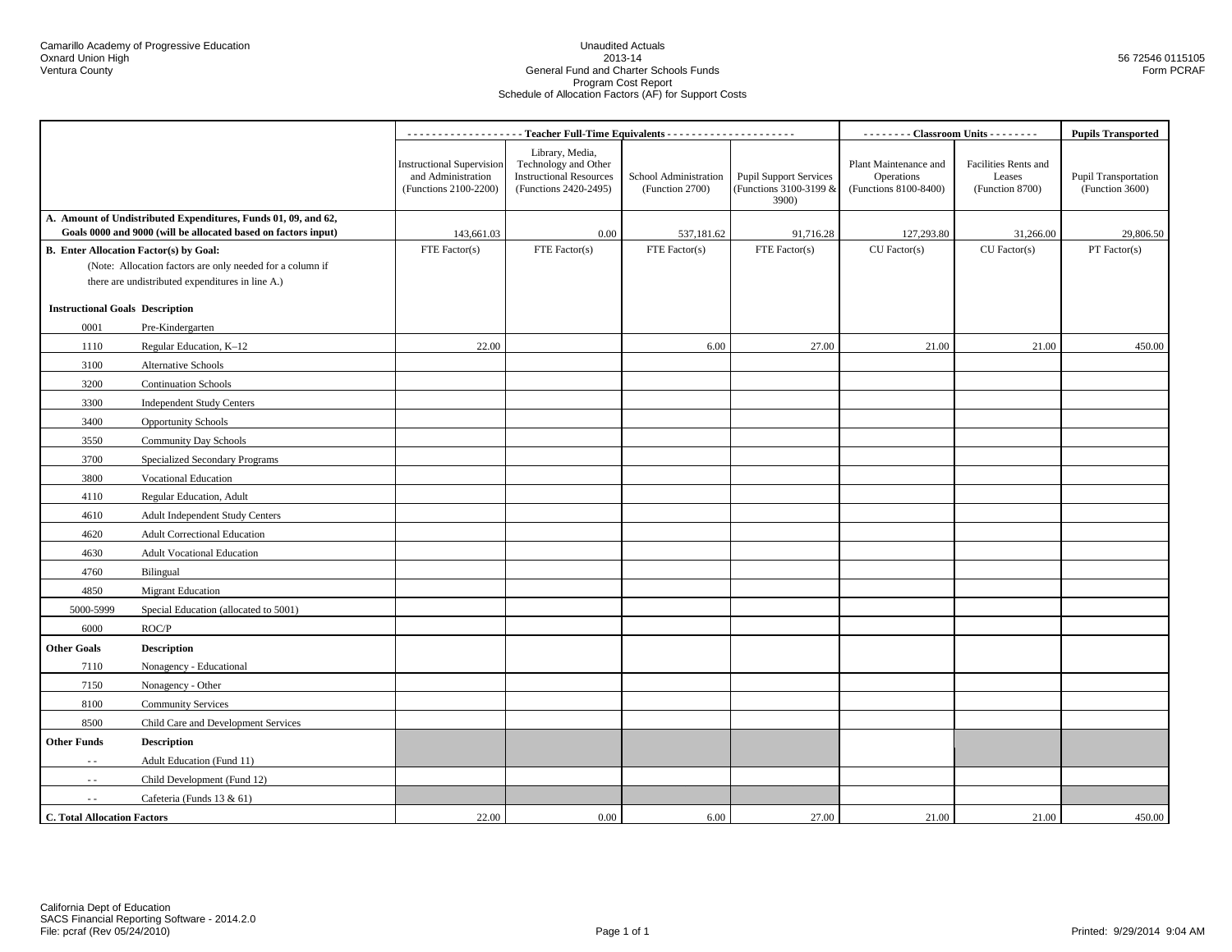Camarillo Academy of Progressive Education
Oxnard Union High
Ventura County

Unaudited Actuals
2013-14
General Fund and Charter Schools Funds
Program Cost Report
Schedule of Allocation Factors (AF) for Support Costs

56 72546 0115105
Form PCRAF

| | | Teacher Full-Time Equivalents | | | | Classroom Units | | Pupils Transported |
|---|---|---|---|---|---|---|---|---|
| | | Instructional Supervision and Administration (Functions 2100-2200) | Library, Media, Technology and Other Instructional Resources (Functions 2420-2495) | School Administration (Function 2700) | Pupil Support Services (Functions 3100-3199 & 3900) | Plant Maintenance and Operations (Functions 8100-8400) | Facilities Rents and Leases (Function 8700) | Pupil Transportation (Function 3600) |
| **A. Amount of Undistributed Expenditures, Funds 01, 09, and 62, Goals 0000 and 9000 (will be allocated based on factors input)** | | 143,661.03 | 0.00 | 537,181.62 | 91,716.28 | 127,293.80 | 31,266.00 | 29,806.50 |
| **B. Enter Allocation Factor(s) by Goal:** (Note: Allocation factors are only needed for a column if there are undistributed expenditures in line A.) | | FTE Factor(s) | FTE Factor(s) | FTE Factor(s) | FTE Factor(s) | CU Factor(s) | CU Factor(s) | PT Factor(s) |
| **Instructional Goals** | **Description** | | | | | | | |
| 0001 | Pre-Kindergarten | | | | | | | |
| 1110 | Regular Education, K–12 | 22.00 | | 6.00 | 27.00 | 21.00 | 21.00 | 450.00 |
| 3100 | Alternative Schools | | | | | | | |
| 3200 | Continuation Schools | | | | | | | |
| 3300 | Independent Study Centers | | | | | | | |
| 3400 | Opportunity Schools | | | | | | | |
| 3550 | Community Day Schools | | | | | | | |
| 3700 | Specialized Secondary Programs | | | | | | | |
| 3800 | Vocational Education | | | | | | | |
| 4110 | Regular Education, Adult | | | | | | | |
| 4610 | Adult Independent Study Centers | | | | | | | |
| 4620 | Adult Correctional Education | | | | | | | |
| 4630 | Adult Vocational Education | | | | | | | |
| 4760 | Bilingual | | | | | | | |
| 4850 | Migrant Education | | | | | | | |
| 5000-5999 | Special Education (allocated to 5001) | | | | | | | |
| 6000 | ROC/P | | | | | | | |
| **Other Goals** | **Description** | | | | | | | |
| 7110 | Nonagency - Educational | | | | | | | |
| 7150 | Nonagency - Other | | | | | | | |
| 8100 | Community Services | | | | | | | |
| 8500 | Child Care and Development Services | | | | | | | |
| **Other Funds** | **Description** | | | | | | | |
| - - | Adult Education (Fund 11) | | | | | | | |
| - - | Child Development (Fund 12) | | | | | | | |
| - - | Cafeteria (Funds 13 & 61) | | | | | | | |
| **C. Total Allocation Factors** | | 22.00 | 0.00 | 6.00 | 27.00 | 21.00 | 21.00 | 450.00 |

California Dept of Education
SACS Financial Reporting Software - 2014.2.0
File: pcraf (Rev 05/24/2010)

Printed: 9/29/2014 9:04 AM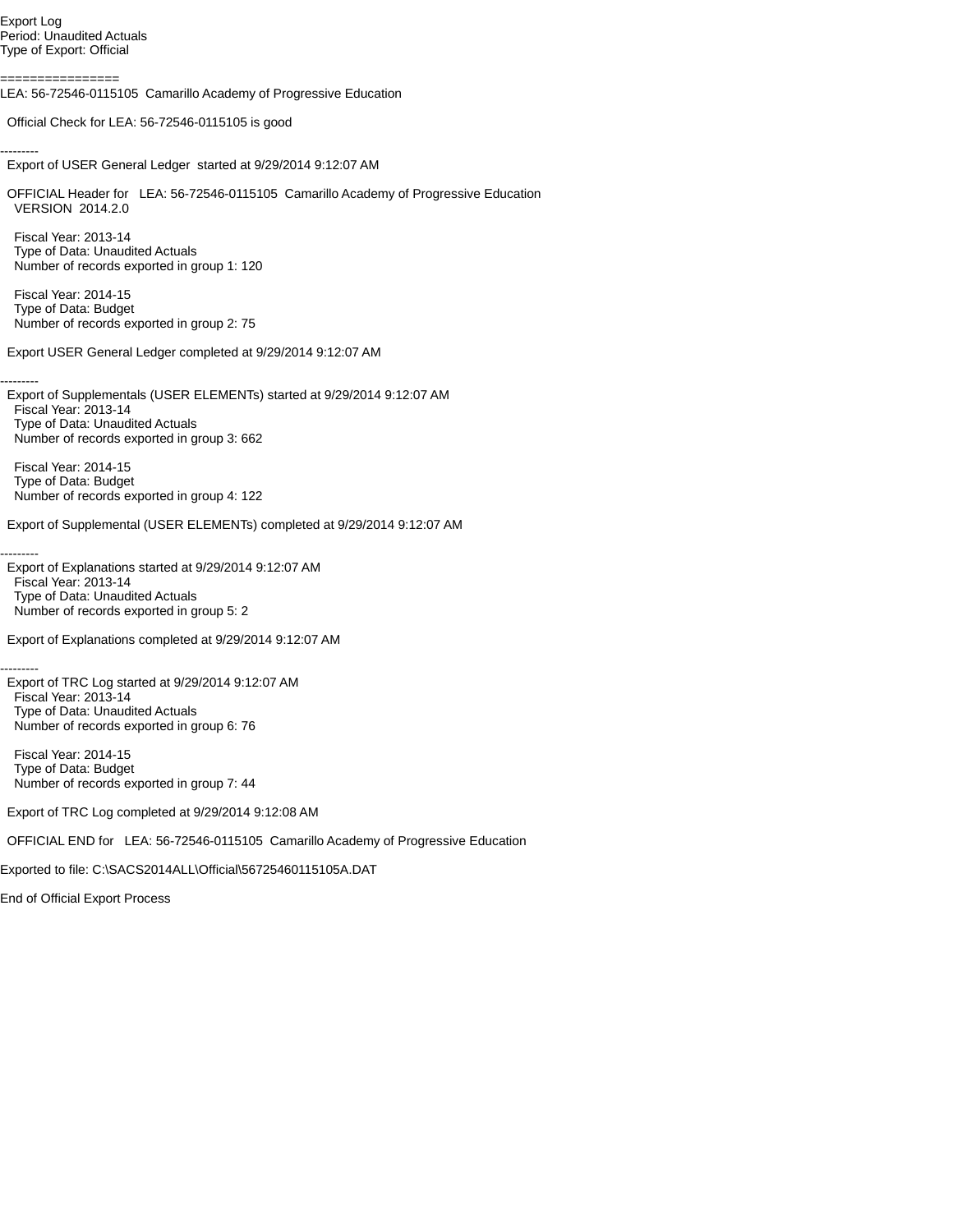Export Log
Period: Unaudited Actuals
Type of Export: Official

================
LEA: 56-72546-0115105 Camarillo Academy of Progressive Education

Official Check for LEA: 56-72546-0115105 is good

---------
Export of USER General Ledger started at 9/29/2014 9:12:07 AM

OFFICIAL Header for LEA: 56-72546-0115105 Camarillo Academy of Progressive Education
VERSION 2014.2.0

Fiscal Year: 2013-14
Type of Data: Unaudited Actuals
Number of records exported in group 1: 120

Fiscal Year: 2014-15
Type of Data: Budget
Number of records exported in group 2: 75

Export USER General Ledger completed at 9/29/2014 9:12:07 AM

---------
Export of Supplementals (USER ELEMENTs) started at 9/29/2014 9:12:07 AM
Fiscal Year: 2013-14
Type of Data: Unaudited Actuals
Number of records exported in group 3: 662

Fiscal Year: 2014-15
Type of Data: Budget
Number of records exported in group 4: 122

Export of Supplemental (USER ELEMENTs) completed at 9/29/2014 9:12:07 AM

---------
Export of Explanations started at 9/29/2014 9:12:07 AM
Fiscal Year: 2013-14
Type of Data: Unaudited Actuals
Number of records exported in group 5: 2

Export of Explanations completed at 9/29/2014 9:12:07 AM

---------
Export of TRC Log started at 9/29/2014 9:12:07 AM
Fiscal Year: 2013-14
Type of Data: Unaudited Actuals
Number of records exported in group 6: 76

Fiscal Year: 2014-15
Type of Data: Budget
Number of records exported in group 7: 44

Export of TRC Log completed at 9/29/2014 9:12:08 AM

OFFICIAL END for LEA: 56-72546-0115105 Camarillo Academy of Progressive Education

Exported to file: C:\SACS2014ALL\Official\56725460115105A.DAT

End of Official Export Process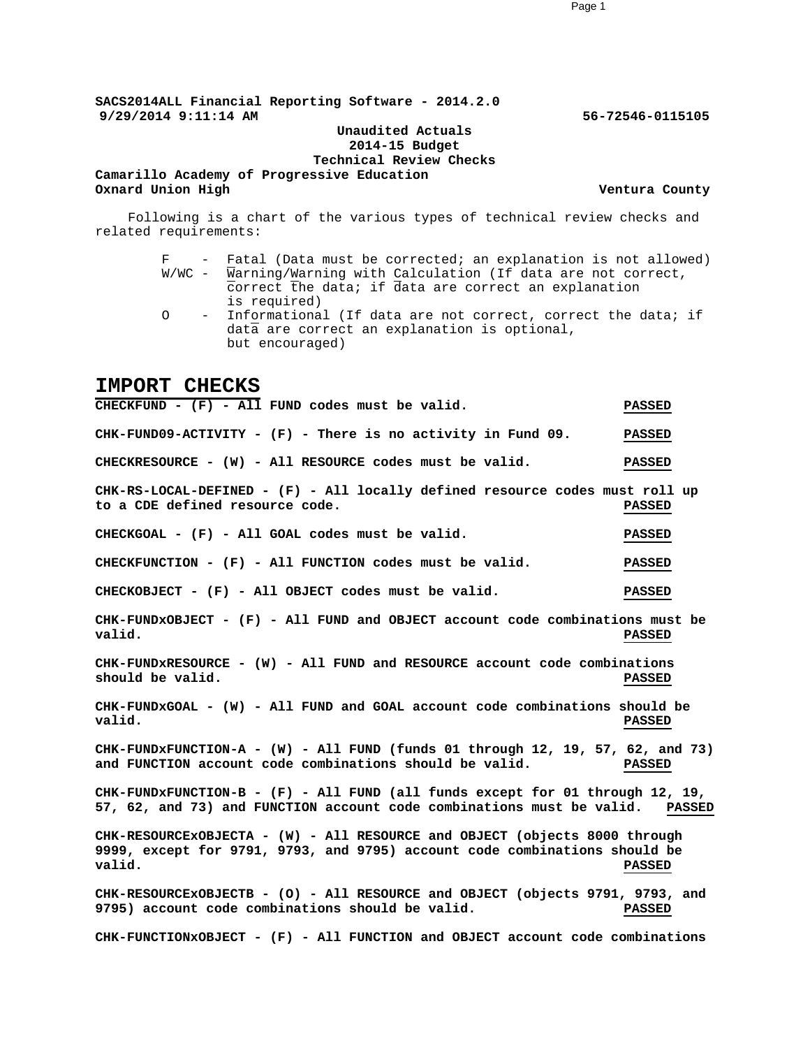**SACS2014ALL Financial Reporting Software - 2014.2.0**
**9/29/2014 9:11:14 AM** **56-72546-0115105**

**Unaudited Actuals**
**2014-15 Budget**
**Technical Review Checks**

**Camarillo Academy of Progressive Education**
**Oxnard Union High** **Ventura County**

Following is a chart of the various types of technical review checks and related requirements:

- F - Fatal (Data must be corrected; an explanation is not allowed)
- W/WC - Warning/Warning with Calculation (If data are not correct, correct the data; if data are correct an explanation is required)
- O - Informational (If data are not correct, correct the data; if data are correct an explanation is optional, but encouraged)

# IMPORT CHECKS

**CHECKFUND - (F) - All FUND codes must be valid.** **PASSED**

**CHK-FUND09-ACTIVITY - (F) - There is no activity in Fund 09.** **PASSED**

**CHECKRESOURCE - (W) - All RESOURCE codes must be valid.** **PASSED**

**CHK-RS-LOCAL-DEFINED - (F) - All locally defined resource codes must roll up to a CDE defined resource code.** **PASSED**

**CHECKGOAL - (F) - All GOAL codes must be valid.** **PASSED**

**CHECKFUNCTION - (F) - All FUNCTION codes must be valid.** **PASSED**

**CHECKOBJECT - (F) - All OBJECT codes must be valid.** **PASSED**

**CHK-FUNDxOBJECT - (F) - All FUND and OBJECT account code combinations must be valid.** **PASSED**

**CHK-FUNDxRESOURCE - (W) - All FUND and RESOURCE account code combinations should be valid.** **PASSED**

**CHK-FUNDxGOAL - (W) - All FUND and GOAL account code combinations should be valid.** **PASSED**

**CHK-FUNDxFUNCTION-A - (W) - All FUND (funds 01 through 12, 19, 57, 62, and 73) and FUNCTION account code combinations should be valid.** **PASSED**

**CHK-FUNDxFUNCTION-B - (F) - All FUND (all funds except for 01 through 12, 19, 57, 62, and 73) and FUNCTION account code combinations must be valid.** **PASSED**

**CHK-RESOURCExOBJECTA - (W) - All RESOURCE and OBJECT (objects 8000 through 9999, except for 9791, 9793, and 9795) account code combinations should be valid.** **PASSED**

**CHK-RESOURCExOBJECTB - (O) - All RESOURCE and OBJECT (objects 9791, 9793, and 9795) account code combinations should be valid.** **PASSED**

**CHK-FUNCTIONxOBJECT - (F) - All FUNCTION and OBJECT account code combinations**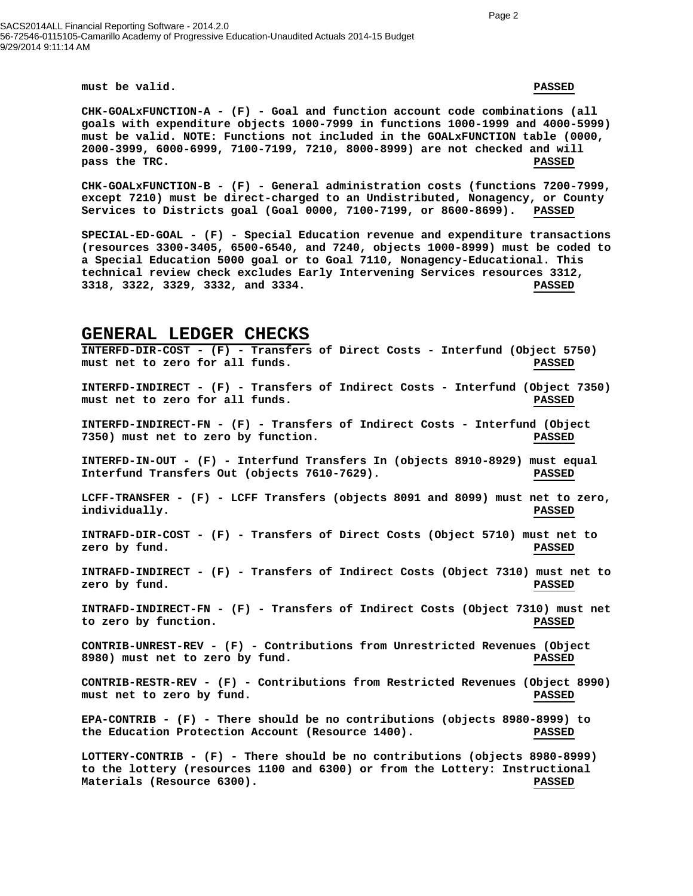**must be valid.** **PASSED**

**CHK-GOALxFUNCTION-A - (F) - Goal and function account code combinations (all goals with expenditure objects 1000-7999 in functions 1000-1999 and 4000-5999) must be valid. NOTE: Functions not included in the GOALxFUNCTION table (0000, 2000-3999, 6000-6999, 7100-7199, 7210, 8000-8999) are not checked and will pass the TRC.** **PASSED**

**CHK-GOALxFUNCTION-B - (F) - General administration costs (functions 7200-7999, except 7210) must be direct-charged to an Undistributed, Nonagency, or County Services to Districts goal (Goal 0000, 7100-7199, or 8600-8699).** **PASSED**

**SPECIAL-ED-GOAL - (F) - Special Education revenue and expenditure transactions (resources 3300-3405, 6500-6540, and 7240, objects 1000-8999) must be coded to a Special Education 5000 goal or to Goal 7110, Nonagency-Educational. This technical review check excludes Early Intervening Services resources 3312, 3318, 3322, 3329, 3332, and 3334.** **PASSED**

## GENERAL LEDGER CHECKS

**INTERFD-DIR-COST - (F) - Transfers of Direct Costs - Interfund (Object 5750) must net to zero for all funds.** **PASSED**

**INTERFD-INDIRECT - (F) - Transfers of Indirect Costs - Interfund (Object 7350) must net to zero for all funds.** **PASSED**

**INTERFD-INDIRECT-FN - (F) - Transfers of Indirect Costs - Interfund (Object 7350) must net to zero by function.** **PASSED**

**INTERFD-IN-OUT - (F) - Interfund Transfers In (objects 8910-8929) must equal Interfund Transfers Out (objects 7610-7629).** **PASSED**

**LCFF-TRANSFER - (F) - LCFF Transfers (objects 8091 and 8099) must net to zero, individually.** **PASSED**

**INTRAFD-DIR-COST - (F) - Transfers of Direct Costs (Object 5710) must net to zero by fund.** **PASSED**

**INTRAFD-INDIRECT - (F) - Transfers of Indirect Costs (Object 7310) must net to zero by fund.** **PASSED**

**INTRAFD-INDIRECT-FN - (F) - Transfers of Indirect Costs (Object 7310) must net to zero by function.** **PASSED**

**CONTRIB-UNREST-REV - (F) - Contributions from Unrestricted Revenues (Object 8980) must net to zero by fund.** **PASSED**

**CONTRIB-RESTR-REV - (F) - Contributions from Restricted Revenues (Object 8990) must net to zero by fund.** **PASSED**

**EPA-CONTRIB - (F) - There should be no contributions (objects 8980-8999) to the Education Protection Account (Resource 1400).** **PASSED**

**LOTTERY-CONTRIB - (F) - There should be no contributions (objects 8980-8999) to the lottery (resources 1100 and 6300) or from the Lottery: Instructional Materials (Resource 6300).** **PASSED**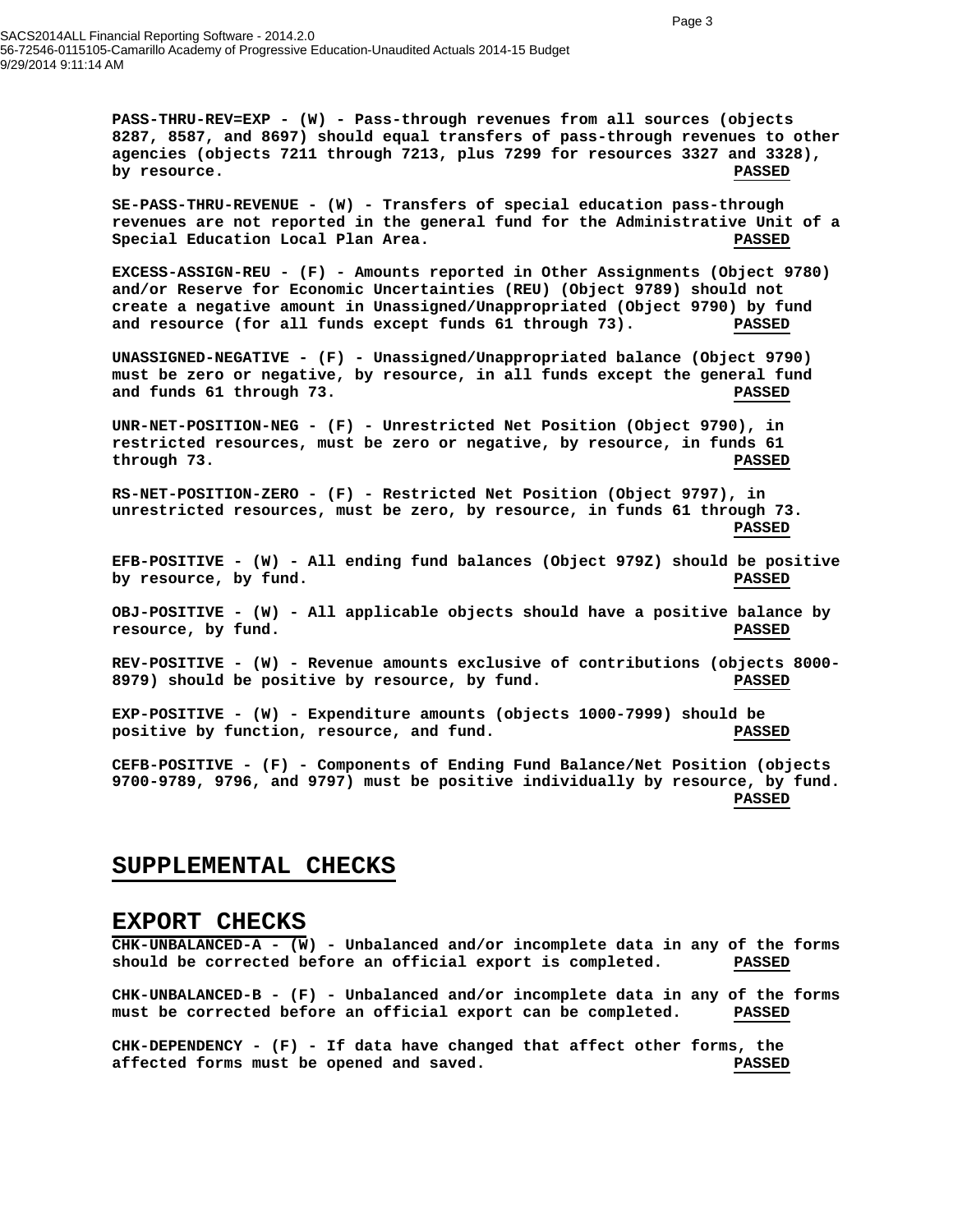**PASS-THRU-REV=EXP - (W) - Pass-through revenues from all sources (objects 8287, 8587, and 8697) should equal transfers of pass-through revenues to other agencies (objects 7211 through 7213, plus 7299 for resources 3327 and 3328), by resource.** **PASSED**

**SE-PASS-THRU-REVENUE - (W) - Transfers of special education pass-through revenues are not reported in the general fund for the Administrative Unit of a Special Education Local Plan Area.** **PASSED**

**EXCESS-ASSIGN-REU - (F) - Amounts reported in Other Assignments (Object 9780) and/or Reserve for Economic Uncertainties (REU) (Object 9789) should not create a negative amount in Unassigned/Unappropriated (Object 9790) by fund and resource (for all funds except funds 61 through 73).** **PASSED**

**UNASSIGNED-NEGATIVE - (F) - Unassigned/Unappropriated balance (Object 9790) must be zero or negative, by resource, in all funds except the general fund and funds 61 through 73.** **PASSED**

**UNR-NET-POSITION-NEG - (F) - Unrestricted Net Position (Object 9790), in restricted resources, must be zero or negative, by resource, in funds 61 through 73.** **PASSED**

**RS-NET-POSITION-ZERO - (F) - Restricted Net Position (Object 9797), in unrestricted resources, must be zero, by resource, in funds 61 through 73.** **PASSED**

**EFB-POSITIVE - (W) - All ending fund balances (Object 979Z) should be positive by resource, by fund.** **PASSED**

**OBJ-POSITIVE - (W) - All applicable objects should have a positive balance by resource, by fund.** **PASSED**

**REV-POSITIVE - (W) - Revenue amounts exclusive of contributions (objects 8000-8979) should be positive by resource, by fund.** **PASSED**

**EXP-POSITIVE - (W) - Expenditure amounts (objects 1000-7999) should be positive by function, resource, and fund.** **PASSED**

**CEFB-POSITIVE - (F) - Components of Ending Fund Balance/Net Position (objects 9700-9789, 9796, and 9797) must be positive individually by resource, by fund.** **PASSED**

## SUPPLEMENTAL CHECKS

## EXPORT CHECKS

**CHK-UNBALANCED-A - (W) - Unbalanced and/or incomplete data in any of the forms should be corrected before an official export is completed.** **PASSED**

**CHK-UNBALANCED-B - (F) - Unbalanced and/or incomplete data in any of the forms must be corrected before an official export can be completed.** **PASSED**

**CHK-DEPENDENCY - (F) - If data have changed that affect other forms, the affected forms must be opened and saved.** **PASSED**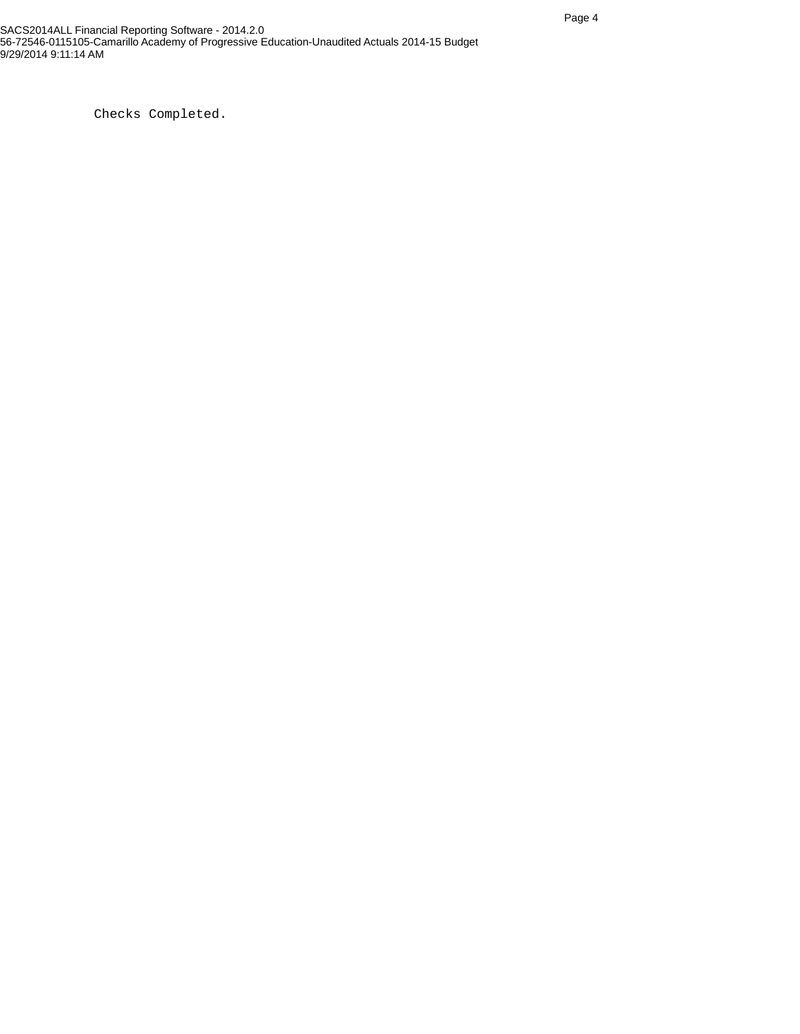```
Checks Completed.
```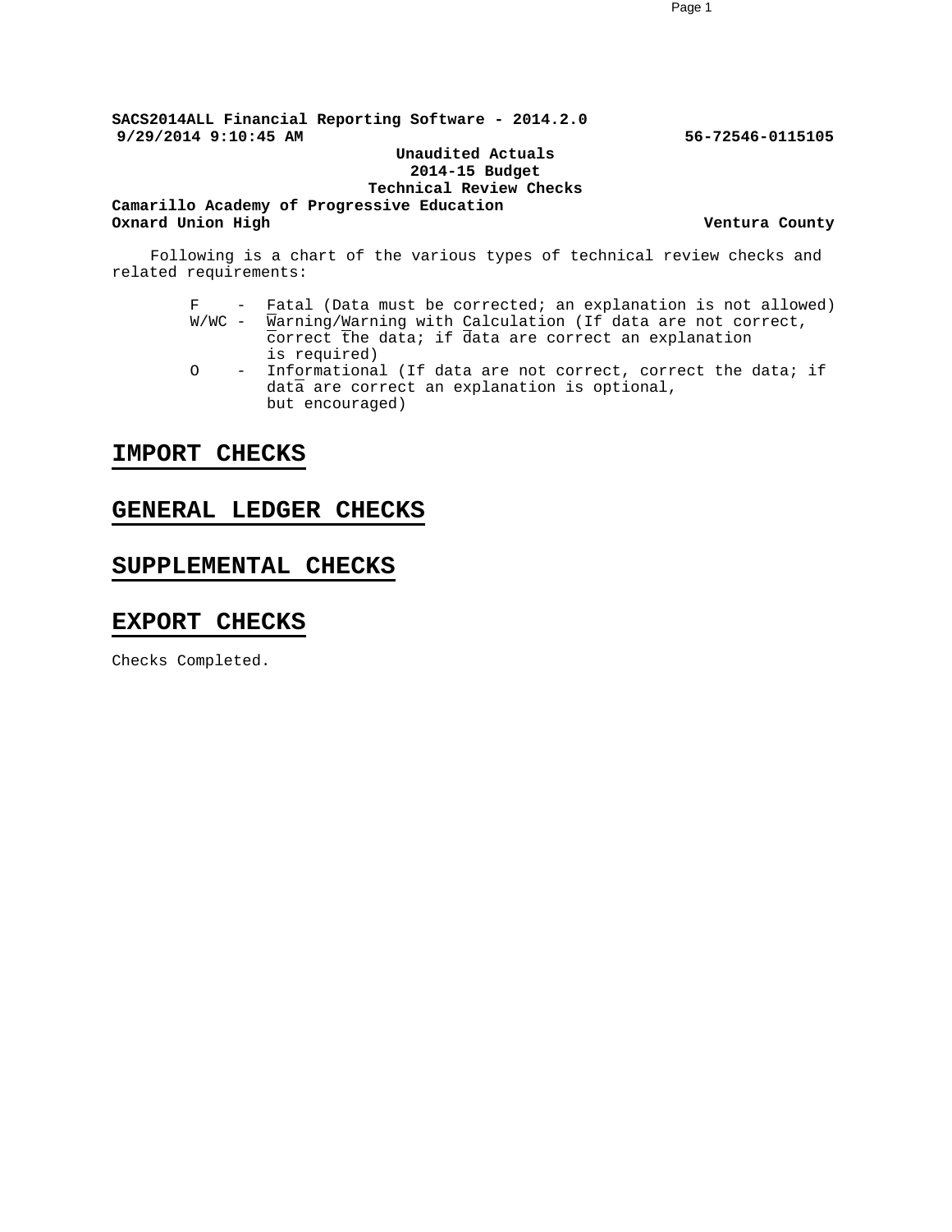**SACS2014ALL Financial Reporting Software - 2014.2.0**
**9/29/2014 9:10:45 AM** **56-72546-0115105**

**Unaudited Actuals**
**2014-15 Budget**
**Technical Review Checks**

**Camarillo Academy of Progressive Education**
**Oxnard Union High** **Ventura County**

Following is a chart of the various types of technical review checks and related requirements:

- F - Fatal (Data must be corrected; an explanation is not allowed)
- W/WC - Warning/Warning with Calculation (If data are not correct, correct the data; if data are correct an explanation is required)
- O - Informational (If data are not correct, correct the data; if data are correct an explanation is optional, but encouraged)

## IMPORT CHECKS

## GENERAL LEDGER CHECKS

## SUPPLEMENTAL CHECKS

## EXPORT CHECKS

Checks Completed.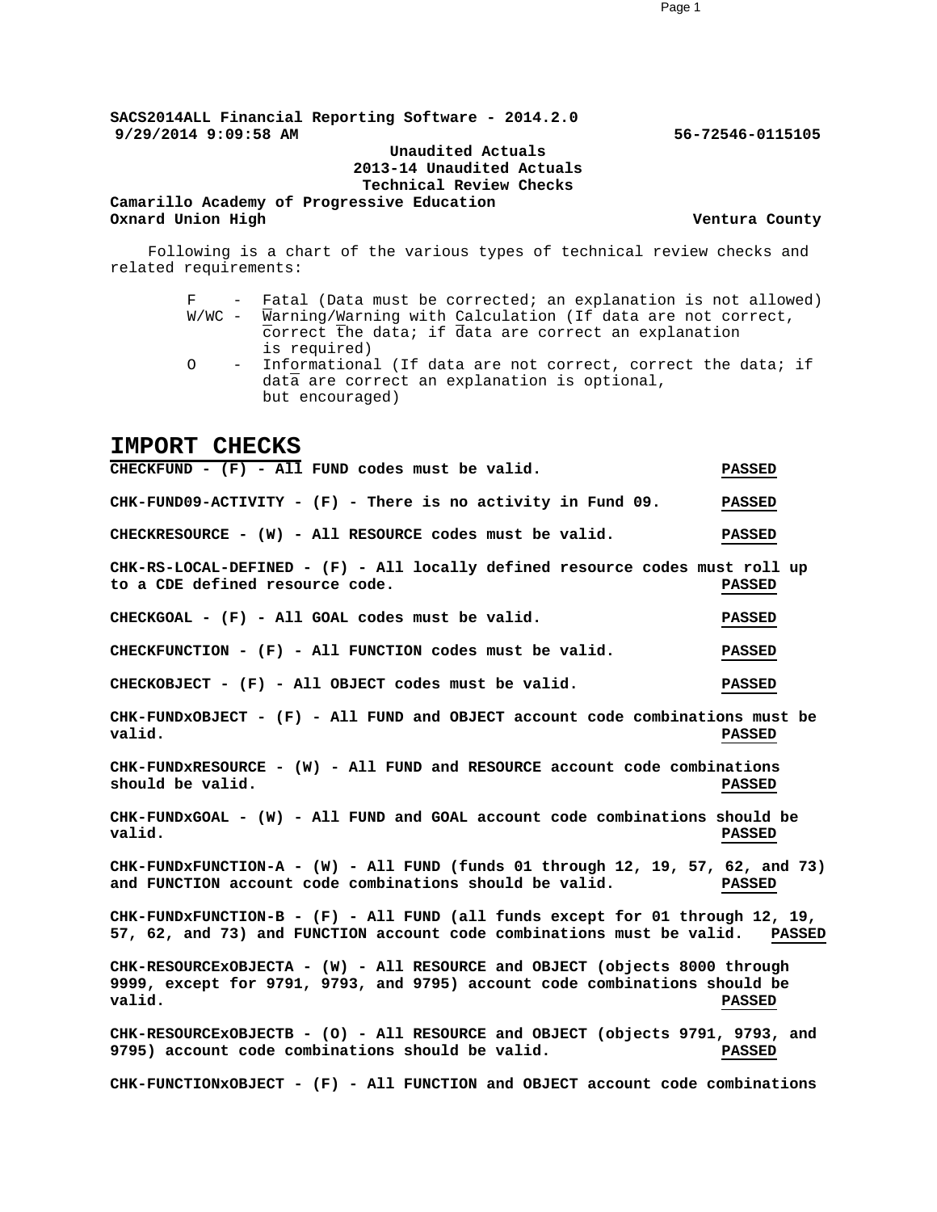**SACS2014ALL Financial Reporting Software - 2014.2.0**
**9/29/2014 9:09:58 AM** **56-72546-0115105**

**Unaudited Actuals**
**2013-14 Unaudited Actuals**
**Technical Review Checks**

**Camarillo Academy of Progressive Education**
**Oxnard Union High** **Ventura County**

Following is a chart of the various types of technical review checks and related requirements:

- F - Fatal (Data must be corrected; an explanation is not allowed)
- W/WC - Warning/Warning with Calculation (If data are not correct, correct the data; if data are correct an explanation is required)
- O - Informational (If data are not correct, correct the data; if data are correct an explanation is optional, but encouraged)

## IMPORT CHECKS

**CHECKFUND - (F) - All FUND codes must be valid.** **PASSED**

**CHK-FUND09-ACTIVITY - (F) - There is no activity in Fund 09.** **PASSED**

**CHECKRESOURCE - (W) - All RESOURCE codes must be valid.** **PASSED**

**CHK-RS-LOCAL-DEFINED - (F) - All locally defined resource codes must roll up to a CDE defined resource code.** **PASSED**

**CHECKGOAL - (F) - All GOAL codes must be valid.** **PASSED**

**CHECKFUNCTION - (F) - All FUNCTION codes must be valid.** **PASSED**

**CHECKOBJECT - (F) - All OBJECT codes must be valid.** **PASSED**

**CHK-FUNDxOBJECT - (F) - All FUND and OBJECT account code combinations must be valid.** **PASSED**

**CHK-FUNDxRESOURCE - (W) - All FUND and RESOURCE account code combinations should be valid.** **PASSED**

**CHK-FUNDxGOAL - (W) - All FUND and GOAL account code combinations should be valid.** **PASSED**

**CHK-FUNDxFUNCTION-A - (W) - All FUND (funds 01 through 12, 19, 57, 62, and 73) and FUNCTION account code combinations should be valid.** **PASSED**

**CHK-FUNDxFUNCTION-B - (F) - All FUND (all funds except for 01 through 12, 19, 57, 62, and 73) and FUNCTION account code combinations must be valid.** **PASSED**

**CHK-RESOURCExOBJECTA - (W) - All RESOURCE and OBJECT (objects 8000 through 9999, except for 9791, 9793, and 9795) account code combinations should be valid.** **PASSED**

**CHK-RESOURCExOBJECTB - (O) - All RESOURCE and OBJECT (objects 9791, 9793, and 9795) account code combinations should be valid.** **PASSED**

**CHK-FUNCTIONxOBJECT - (F) - All FUNCTION and OBJECT account code combinations**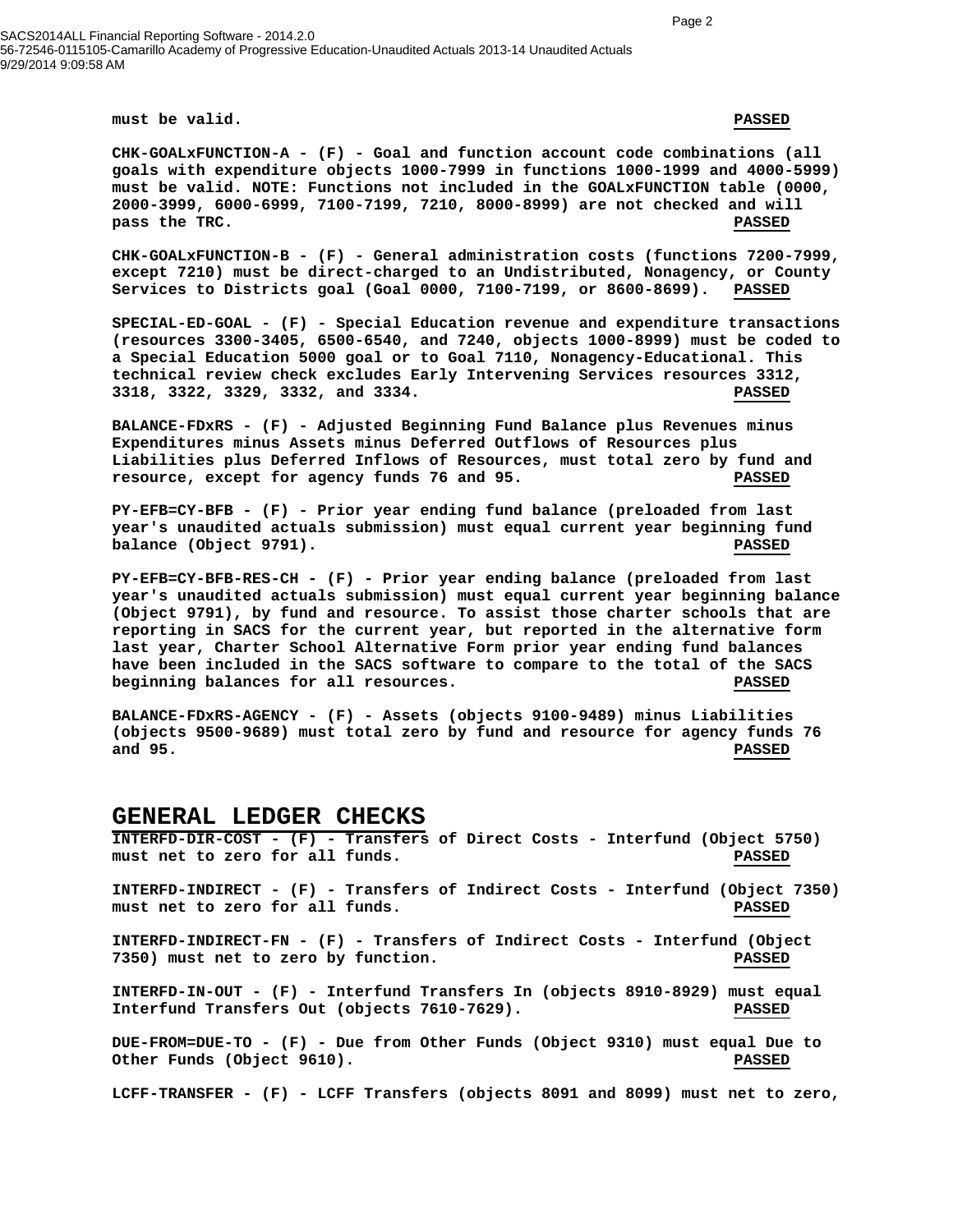**must be valid.** **PASSED**

**CHK-GOALxFUNCTION-A - (F) - Goal and function account code combinations (all goals with expenditure objects 1000-7999 in functions 1000-1999 and 4000-5999) must be valid. NOTE: Functions not included in the GOALxFUNCTION table (0000, 2000-3999, 6000-6999, 7100-7199, 7210, 8000-8999) are not checked and will pass the TRC.** **PASSED**

**CHK-GOALxFUNCTION-B - (F) - General administration costs (functions 7200-7999, except 7210) must be direct-charged to an Undistributed, Nonagency, or County Services to Districts goal (Goal 0000, 7100-7199, or 8600-8699).** **PASSED**

**SPECIAL-ED-GOAL - (F) - Special Education revenue and expenditure transactions (resources 3300-3405, 6500-6540, and 7240, objects 1000-8999) must be coded to a Special Education 5000 goal or to Goal 7110, Nonagency-Educational. This technical review check excludes Early Intervening Services resources 3312, 3318, 3322, 3329, 3332, and 3334.** **PASSED**

**BALANCE-FDxRS - (F) - Adjusted Beginning Fund Balance plus Revenues minus Expenditures minus Assets minus Deferred Outflows of Resources plus Liabilities plus Deferred Inflows of Resources, must total zero by fund and resource, except for agency funds 76 and 95.** **PASSED**

**PY-EFB=CY-BFB - (F) - Prior year ending fund balance (preloaded from last year's unaudited actuals submission) must equal current year beginning fund balance (Object 9791).** **PASSED**

**PY-EFB=CY-BFB-RES-CH - (F) - Prior year ending balance (preloaded from last year's unaudited actuals submission) must equal current year beginning balance (Object 9791), by fund and resource. To assist those charter schools that are reporting in SACS for the current year, but reported in the alternative form last year, Charter School Alternative Form prior year ending fund balances have been included in the SACS software to compare to the total of the SACS beginning balances for all resources.** **PASSED**

**BALANCE-FDxRS-AGENCY - (F) - Assets (objects 9100-9489) minus Liabilities (objects 9500-9689) must total zero by fund and resource for agency funds 76 and 95.** **PASSED**

## GENERAL LEDGER CHECKS

**INTERFD-DIR-COST - (F) - Transfers of Direct Costs - Interfund (Object 5750) must net to zero for all funds.** **PASSED**

**INTERFD-INDIRECT - (F) - Transfers of Indirect Costs - Interfund (Object 7350) must net to zero for all funds.** **PASSED**

**INTERFD-INDIRECT-FN - (F) - Transfers of Indirect Costs - Interfund (Object 7350) must net to zero by function.** **PASSED**

**INTERFD-IN-OUT - (F) - Interfund Transfers In (objects 8910-8929) must equal Interfund Transfers Out (objects 7610-7629).** **PASSED**

**DUE-FROM=DUE-TO - (F) - Due from Other Funds (Object 9310) must equal Due to Other Funds (Object 9610).** **PASSED**

**LCFF-TRANSFER - (F) - LCFF Transfers (objects 8091 and 8099) must net to zero,**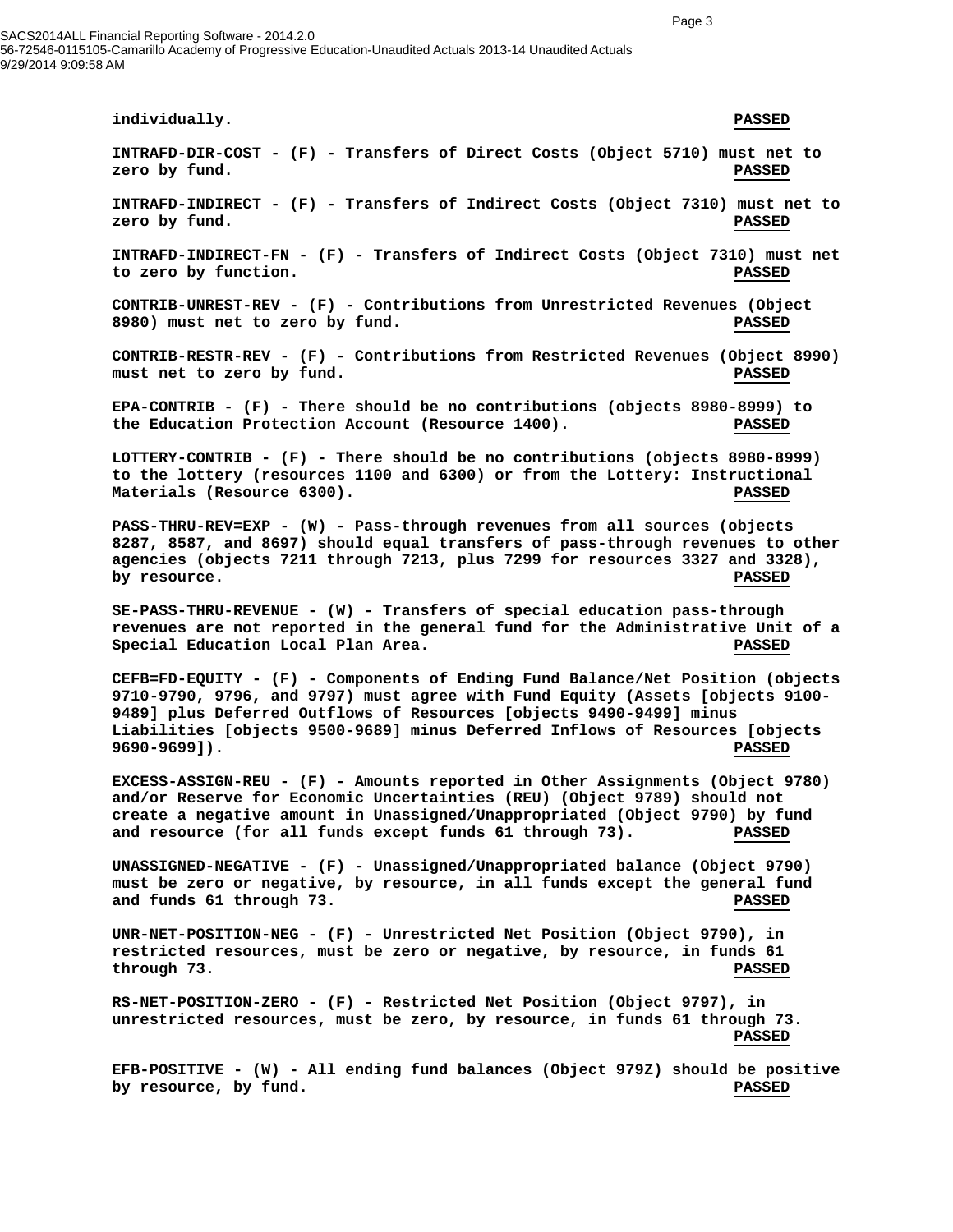individually. **PASSED**

**INTRAFD-DIR-COST - (F) - Transfers of Direct Costs (Object 5710) must net to zero by fund.** **PASSED**

**INTRAFD-INDIRECT - (F) - Transfers of Indirect Costs (Object 7310) must net to zero by fund.** **PASSED**

**INTRAFD-INDIRECT-FN - (F) - Transfers of Indirect Costs (Object 7310) must net to zero by function.** **PASSED**

**CONTRIB-UNREST-REV - (F) - Contributions from Unrestricted Revenues (Object 8980) must net to zero by fund.** **PASSED**

**CONTRIB-RESTR-REV - (F) - Contributions from Restricted Revenues (Object 8990) must net to zero by fund.** **PASSED**

**EPA-CONTRIB - (F) - There should be no contributions (objects 8980-8999) to the Education Protection Account (Resource 1400).** **PASSED**

**LOTTERY-CONTRIB - (F) - There should be no contributions (objects 8980-8999) to the lottery (resources 1100 and 6300) or from the Lottery: Instructional Materials (Resource 6300).** **PASSED**

**PASS-THRU-REV=EXP - (W) - Pass-through revenues from all sources (objects 8287, 8587, and 8697) should equal transfers of pass-through revenues to other agencies (objects 7211 through 7213, plus 7299 for resources 3327 and 3328), by resource.** **PASSED**

**SE-PASS-THRU-REVENUE - (W) - Transfers of special education pass-through revenues are not reported in the general fund for the Administrative Unit of a Special Education Local Plan Area.** **PASSED**

**CEFB=FD-EQUITY - (F) - Components of Ending Fund Balance/Net Position (objects 9710-9790, 9796, and 9797) must agree with Fund Equity (Assets [objects 9100-9489] plus Deferred Outflows of Resources [objects 9490-9499] minus Liabilities [objects 9500-9689] minus Deferred Inflows of Resources [objects 9690-9699]).** **PASSED**

**EXCESS-ASSIGN-REU - (F) - Amounts reported in Other Assignments (Object 9780) and/or Reserve for Economic Uncertainties (REU) (Object 9789) should not create a negative amount in Unassigned/Unappropriated (Object 9790) by fund and resource (for all funds except funds 61 through 73).** **PASSED**

**UNASSIGNED-NEGATIVE - (F) - Unassigned/Unappropriated balance (Object 9790) must be zero or negative, by resource, in all funds except the general fund and funds 61 through 73.** **PASSED**

**UNR-NET-POSITION-NEG - (F) - Unrestricted Net Position (Object 9790), in restricted resources, must be zero or negative, by resource, in funds 61 through 73.** **PASSED**

**RS-NET-POSITION-ZERO - (F) - Restricted Net Position (Object 9797), in unrestricted resources, must be zero, by resource, in funds 61 through 73.** **PASSED**

**EFB-POSITIVE - (W) - All ending fund balances (Object 979Z) should be positive by resource, by fund.** **PASSED**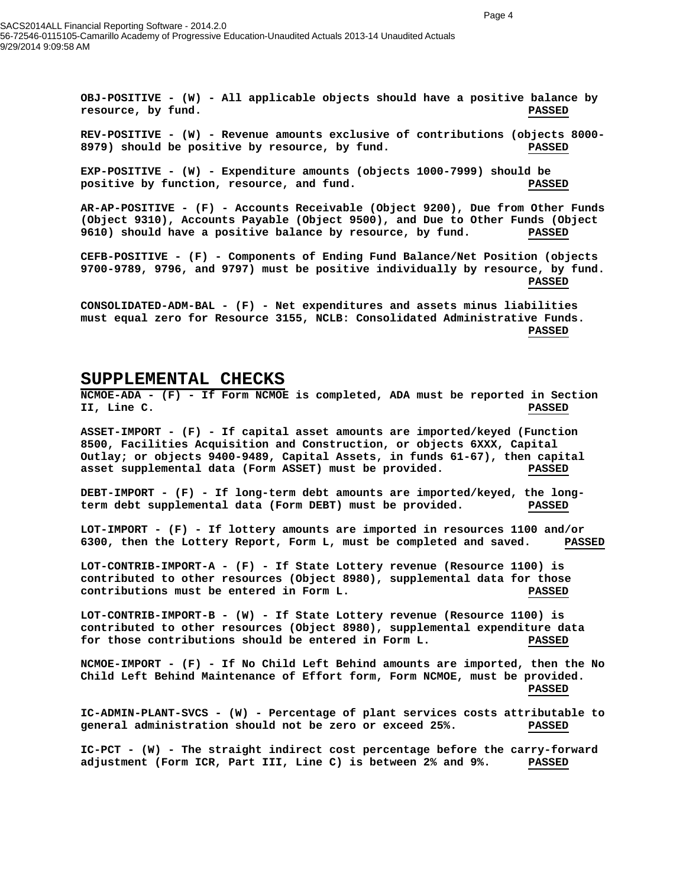**OBJ-POSITIVE - (W) - All applicable objects should have a positive balance by resource, by fund.** **PASSED**

**REV-POSITIVE - (W) - Revenue amounts exclusive of contributions (objects 8000-8979) should be positive by resource, by fund.** **PASSED**

**EXP-POSITIVE - (W) - Expenditure amounts (objects 1000-7999) should be positive by function, resource, and fund.** **PASSED**

**AR-AP-POSITIVE - (F) - Accounts Receivable (Object 9200), Due from Other Funds (Object 9310), Accounts Payable (Object 9500), and Due to Other Funds (Object 9610) should have a positive balance by resource, by fund.** **PASSED**

**CEFB-POSITIVE - (F) - Components of Ending Fund Balance/Net Position (objects 9700-9789, 9796, and 9797) must be positive individually by resource, by fund.** **PASSED**

**CONSOLIDATED-ADM-BAL - (F) - Net expenditures and assets minus liabilities must equal zero for Resource 3155, NCLB: Consolidated Administrative Funds.** **PASSED**

## SUPPLEMENTAL CHECKS

**NCMOE-ADA - (F) - If Form NCMOE is completed, ADA must be reported in Section II, Line C.** **PASSED**

**ASSET-IMPORT - (F) - If capital asset amounts are imported/keyed (Function 8500, Facilities Acquisition and Construction, or objects 6XXX, Capital Outlay; or objects 9400-9489, Capital Assets, in funds 61-67), then capital asset supplemental data (Form ASSET) must be provided.** **PASSED**

**DEBT-IMPORT - (F) - If long-term debt amounts are imported/keyed, the long-term debt supplemental data (Form DEBT) must be provided.** **PASSED**

**LOT-IMPORT - (F) - If lottery amounts are imported in resources 1100 and/or 6300, then the Lottery Report, Form L, must be completed and saved.** **PASSED**

**LOT-CONTRIB-IMPORT-A - (F) - If State Lottery revenue (Resource 1100) is contributed to other resources (Object 8980), supplemental data for those contributions must be entered in Form L.** **PASSED**

**LOT-CONTRIB-IMPORT-B - (W) - If State Lottery revenue (Resource 1100) is contributed to other resources (Object 8980), supplemental expenditure data for those contributions should be entered in Form L.** **PASSED**

**NCMOE-IMPORT - (F) - If No Child Left Behind amounts are imported, then the No Child Left Behind Maintenance of Effort form, Form NCMOE, must be provided.** **PASSED**

**IC-ADMIN-PLANT-SVCS - (W) - Percentage of plant services costs attributable to general administration should not be zero or exceed 25%.** **PASSED**

**IC-PCT - (W) - The straight indirect cost percentage before the carry-forward adjustment (Form ICR, Part III, Line C) is between 2% and 9%.** **PASSED**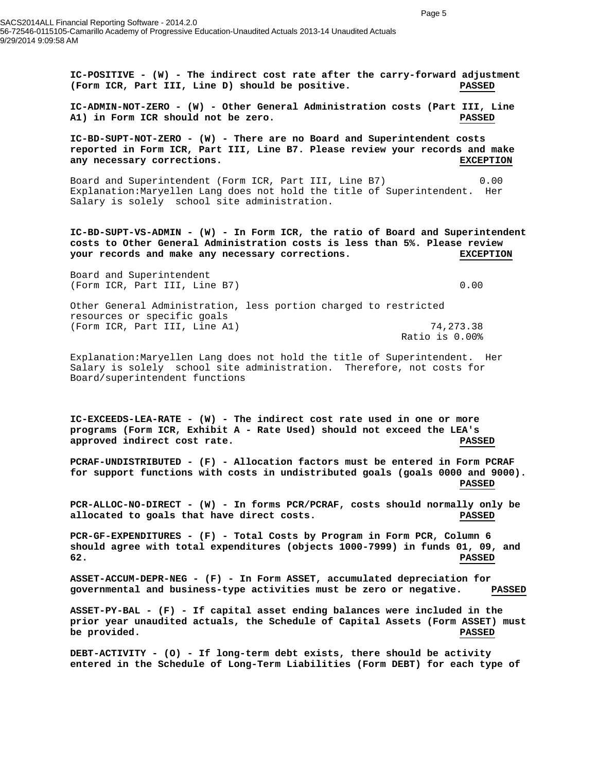**IC-POSITIVE - (W) - The indirect cost rate after the carry-forward adjustment (Form ICR, Part III, Line D) should be positive.** **PASSED**

**IC-ADMIN-NOT-ZERO - (W) - Other General Administration costs (Part III, Line A1) in Form ICR should not be zero.** **PASSED**

**IC-BD-SUPT-NOT-ZERO - (W) - There are no Board and Superintendent costs reported in Form ICR, Part III, Line B7. Please review your records and make any necessary corrections.** **EXCEPTION**

Board and Superintendent (Form ICR, Part III, Line B7) 0.00

Explanation:Maryellen Lang does not hold the title of Superintendent. Her Salary is solely school site administration.

**IC-BD-SUPT-VS-ADMIN - (W) - In Form ICR, the ratio of Board and Superintendent costs to Other General Administration costs is less than 5%. Please review your records and make any necessary corrections.** **EXCEPTION**

Board and Superintendent
(Form ICR, Part III, Line B7) 0.00

Other General Administration, less portion charged to restricted resources or specific goals
(Form ICR, Part III, Line A1) 74,273.38

Ratio is 0.00%

Explanation:Maryellen Lang does not hold the title of Superintendent. Her Salary is solely school site administration. Therefore, not costs for Board/superintendent functions

**IC-EXCEEDS-LEA-RATE - (W) - The indirect cost rate used in one or more programs (Form ICR, Exhibit A - Rate Used) should not exceed the LEA's approved indirect cost rate.** **PASSED**

**PCRAF-UNDISTRIBUTED - (F) - Allocation factors must be entered in Form PCRAF for support functions with costs in undistributed goals (goals 0000 and 9000).** **PASSED**

**PCR-ALLOC-NO-DIRECT - (W) - In forms PCR/PCRAF, costs should normally only be allocated to goals that have direct costs.** **PASSED**

**PCR-GF-EXPENDITURES - (F) - Total Costs by Program in Form PCR, Column 6 should agree with total expenditures (objects 1000-7999) in funds 01, 09, and 62.** **PASSED**

**ASSET-ACCUM-DEPR-NEG - (F) - In Form ASSET, accumulated depreciation for governmental and business-type activities must be zero or negative.** **PASSED**

**ASSET-PY-BAL - (F) - If capital asset ending balances were included in the prior year unaudited actuals, the Schedule of Capital Assets (Form ASSET) must be provided.** **PASSED**

**DEBT-ACTIVITY - (O) - If long-term debt exists, there should be activity entered in the Schedule of Long-Term Liabilities (Form DEBT) for each type of**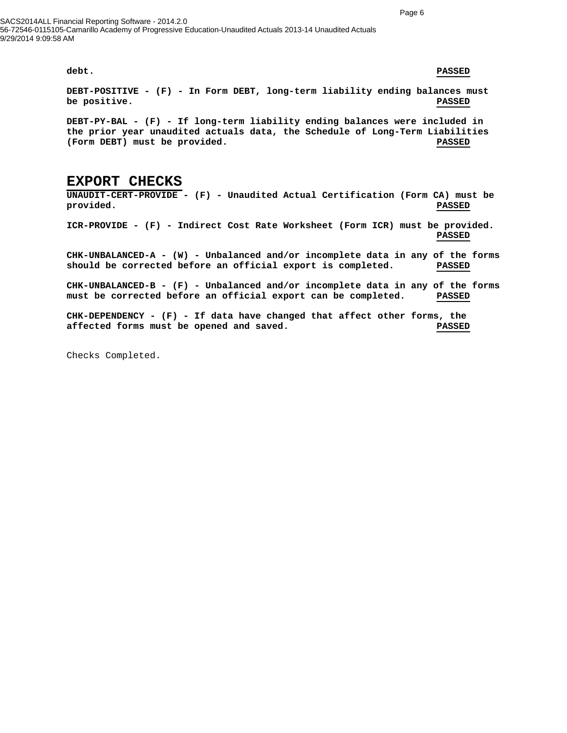**debt.** **PASSED**

**DEBT-POSITIVE - (F) - In Form DEBT, long-term liability ending balances must be positive.** **PASSED**

**DEBT-PY-BAL - (F) - If long-term liability ending balances were included in the prior year unaudited actuals data, the Schedule of Long-Term Liabilities (Form DEBT) must be provided.** **PASSED**

## EXPORT CHECKS

**UNAUDIT-CERT-PROVIDE - (F) - Unaudited Actual Certification (Form CA) must be provided.** **PASSED**

**ICR-PROVIDE - (F) - Indirect Cost Rate Worksheet (Form ICR) must be provided.** **PASSED**

**CHK-UNBALANCED-A - (W) - Unbalanced and/or incomplete data in any of the forms should be corrected before an official export is completed.** **PASSED**

**CHK-UNBALANCED-B - (F) - Unbalanced and/or incomplete data in any of the forms must be corrected before an official export can be completed.** **PASSED**

**CHK-DEPENDENCY - (F) - If data have changed that affect other forms, the affected forms must be opened and saved.** **PASSED**

Checks Completed.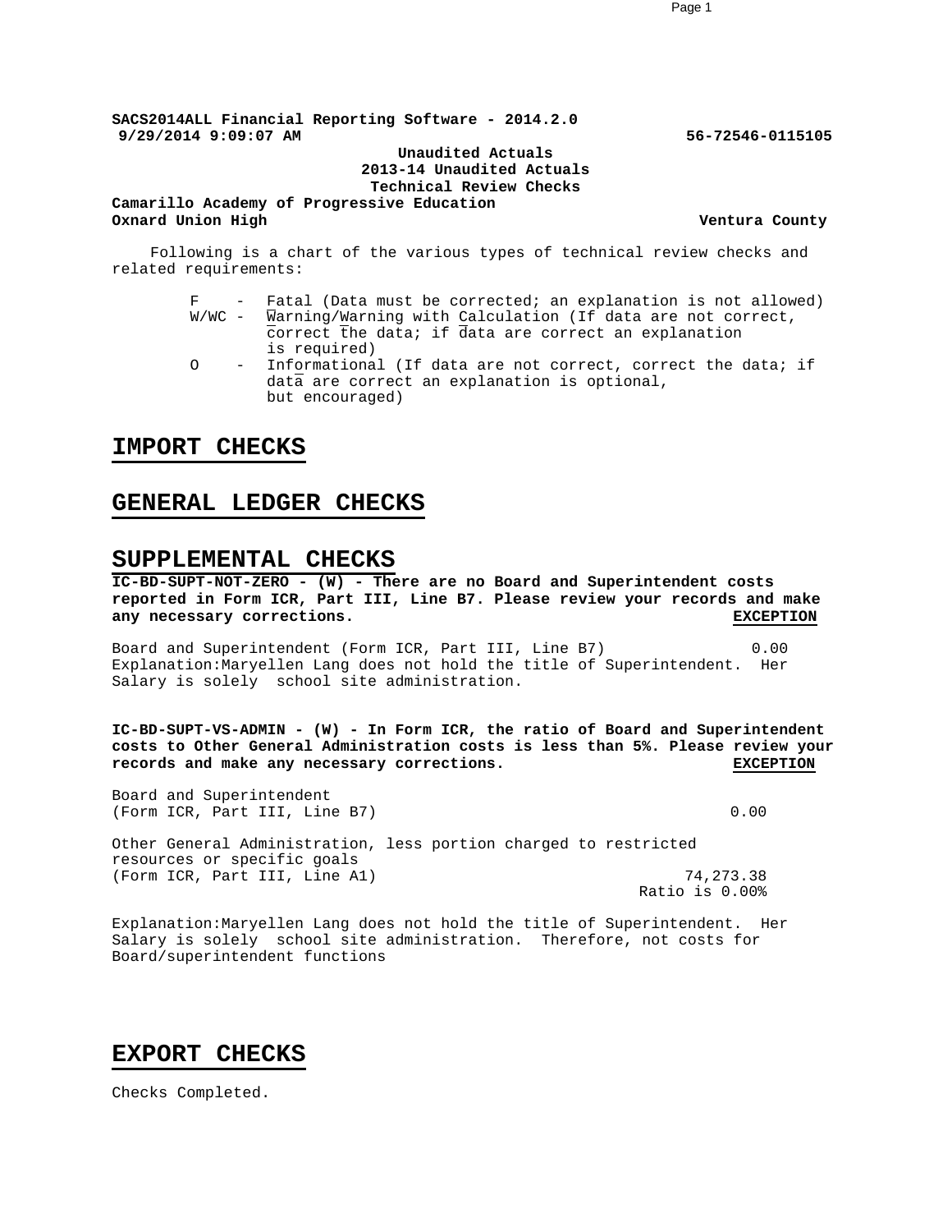**SACS2014ALL Financial Reporting Software - 2014.2.0**
**9/29/2014 9:09:07 AM** **56-72546-0115105**

**Unaudited Actuals**
**2013-14 Unaudited Actuals**
**Technical Review Checks**

**Camarillo Academy of Progressive Education**
**Oxnard Union High** **Ventura County**

Following is a chart of the various types of technical review checks and related requirements:

- F - Fatal (Data must be corrected; an explanation is not allowed)
- W/WC - Warning/Warning with Calculation (If data are not correct, correct the data; if data are correct an explanation is required)
- O - Informational (If data are not correct, correct the data; if data are correct an explanation is optional, but encouraged)

## IMPORT CHECKS

## GENERAL LEDGER CHECKS

## SUPPLEMENTAL CHECKS

**IC-BD-SUPT-NOT-ZERO - (W) - There are no Board and Superintendent costs reported in Form ICR, Part III, Line B7. Please review your records and make any necessary corrections.** **EXCEPTION**

Board and Superintendent (Form ICR, Part III, Line B7) 0.00
Explanation:Maryellen Lang does not hold the title of Superintendent. Her Salary is solely school site administration.

**IC-BD-SUPT-VS-ADMIN - (W) - In Form ICR, the ratio of Board and Superintendent costs to Other General Administration costs is less than 5%. Please review your records and make any necessary corrections.** **EXCEPTION**

Board and Superintendent
(Form ICR, Part III, Line B7) 0.00

Other General Administration, less portion charged to restricted resources or specific goals
(Form ICR, Part III, Line A1) 74,273.38
Ratio is 0.00%

Explanation:Maryellen Lang does not hold the title of Superintendent. Her Salary is solely school site administration. Therefore, not costs for Board/superintendent functions

## EXPORT CHECKS

Checks Completed.